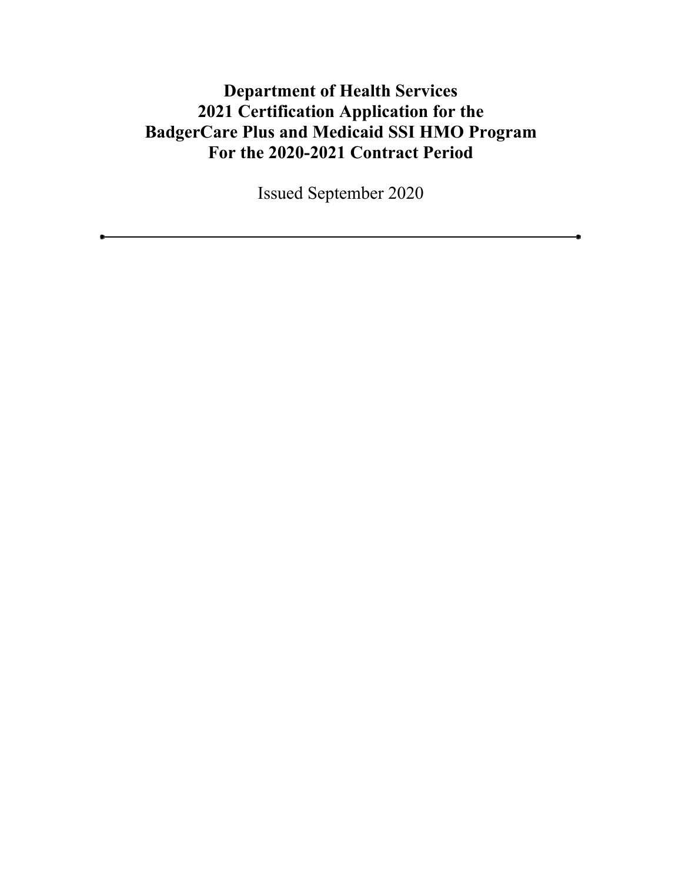# Department of Health Services
# 2021 Certification Application for the
# BadgerCare Plus and Medicaid SSI HMO Program
# For the 2020-2021 Contract Period

Issued September 2020

---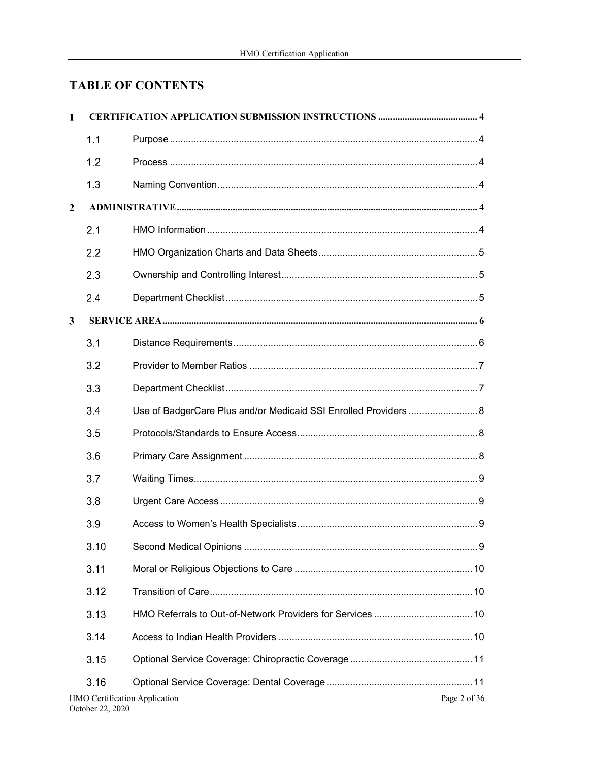# TABLE OF CONTENTS

**1 CERTIFICATION APPLICATION SUBMISSION INSTRUCTIONS ..... 4**

- 1.1 Purpose ..... 4
- 1.2 Process ..... 4
- 1.3 Naming Convention ..... 4

**2 ADMINISTRATIVE ..... 4**

- 2.1 HMO Information ..... 4
- 2.2 HMO Organization Charts and Data Sheets ..... 5
- 2.3 Ownership and Controlling Interest ..... 5
- 2.4 Department Checklist ..... 5

**3 SERVICE AREA ..... 6**

- 3.1 Distance Requirements ..... 6
- 3.2 Provider to Member Ratios ..... 7
- 3.3 Department Checklist ..... 7
- 3.4 Use of BadgerCare Plus and/or Medicaid SSI Enrolled Providers ..... 8
- 3.5 Protocols/Standards to Ensure Access ..... 8
- 3.6 Primary Care Assignment ..... 8
- 3.7 Waiting Times ..... 9
- 3.8 Urgent Care Access ..... 9
- 3.9 Access to Women's Health Specialists ..... 9
- 3.10 Second Medical Opinions ..... 9
- 3.11 Moral or Religious Objections to Care ..... 10
- 3.12 Transition of Care ..... 10
- 3.13 HMO Referrals to Out-of-Network Providers for Services ..... 10
- 3.14 Access to Indian Health Providers ..... 10
- 3.15 Optional Service Coverage: Chiropractic Coverage ..... 11
- 3.16 Optional Service Coverage: Dental Coverage ..... 11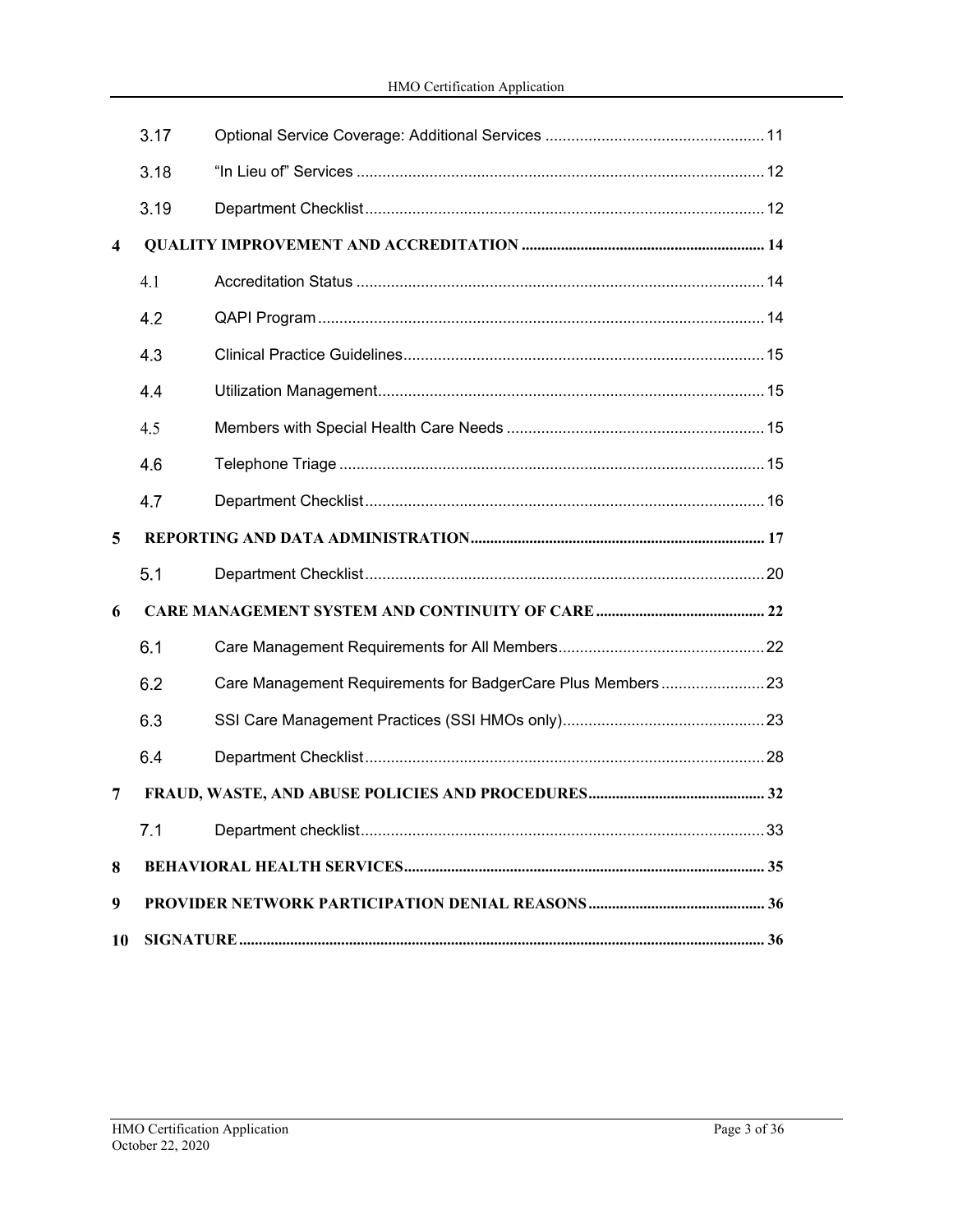3.17 Optional Service Coverage: Additional Services .................................................. 11

3.18 "In Lieu of" Services .............................................................................................. 12

3.19 Department Checklist ............................................................................................ 12

**4 QUALITY IMPROVEMENT AND ACCREDITATION ............................................................. 14**

4.1 Accreditation Status .............................................................................................. 14

4.2 QAPI Program ....................................................................................................... 14

4.3 Clinical Practice Guidelines ................................................................................... 15

4.4 Utilization Management ......................................................................................... 15

4.5 Members with Special Health Care Needs ............................................................ 15

4.6 Telephone Triage .................................................................................................. 15

4.7 Department Checklist ............................................................................................ 16

**5 REPORTING AND DATA ADMINISTRATION ......................................................................... 17**

5.1 Department Checklist ............................................................................................ 20

**6 CARE MANAGEMENT SYSTEM AND CONTINUITY OF CARE .......................................... 22**

6.1 Care Management Requirements for All Members ................................................ 22

6.2 Care Management Requirements for BadgerCare Plus Members ........................ 23

6.3 SSI Care Management Practices (SSI HMOs only) ............................................... 23

6.4 Department Checklist ............................................................................................ 28

**7 FRAUD, WASTE, AND ABUSE POLICIES AND PROCEDURES ............................................ 32**

7.1 Department checklist ............................................................................................. 33

**8 BEHAVIORAL HEALTH SERVICES ........................................................................................... 35**

**9 PROVIDER NETWORK PARTICIPATION DENIAL REASONS ............................................ 36**

**10 SIGNATURE ..................................................................................................................................... 36**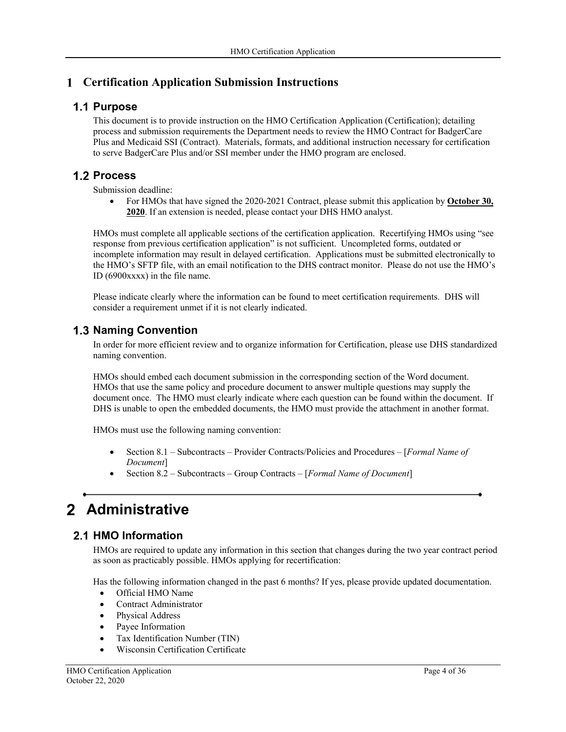# 1 Certification Application Submission Instructions

## 1.1 Purpose

This document is to provide instruction on the HMO Certification Application (Certification); detailing process and submission requirements the Department needs to review the HMO Contract for BadgerCare Plus and Medicaid SSI (Contract). Materials, formats, and additional instruction necessary for certification to serve BadgerCare Plus and/or SSI member under the HMO program are enclosed.

## 1.2 Process

Submission deadline:

- For HMOs that have signed the 2020-2021 Contract, please submit this application by **October 30, 2020**. If an extension is needed, please contact your DHS HMO analyst.

HMOs must complete all applicable sections of the certification application. Recertifying HMOs using "see response from previous certification application" is not sufficient. Uncompleted forms, outdated or incomplete information may result in delayed certification. Applications must be submitted electronically to the HMO's SFTP file, with an email notification to the DHS contract monitor. Please do not use the HMO's ID (6900xxxx) in the file name.

Please indicate clearly where the information can be found to meet certification requirements. DHS will consider a requirement unmet if it is not clearly indicated.

## 1.3 Naming Convention

In order for more efficient review and to organize information for Certification, please use DHS standardized naming convention.

HMOs should embed each document submission in the corresponding section of the Word document. HMOs that use the same policy and procedure document to answer multiple questions may supply the document once. The HMO must clearly indicate where each question can be found within the document. If DHS is unable to open the embedded documents, the HMO must provide the attachment in another format.

HMOs must use the following naming convention:

- Section 8.1 – Subcontracts – Provider Contracts/Policies and Procedures – [*Formal Name of Document*]
- Section 8.2 – Subcontracts – Group Contracts – [*Formal Name of Document*]

# 2 Administrative

## 2.1 HMO Information

HMOs are required to update any information in this section that changes during the two year contract period as soon as practicably possible. HMOs applying for recertification:

Has the following information changed in the past 6 months? If yes, please provide updated documentation.

- Official HMO Name
- Contract Administrator
- Physical Address
- Payee Information
- Tax Identification Number (TIN)
- Wisconsin Certification Certificate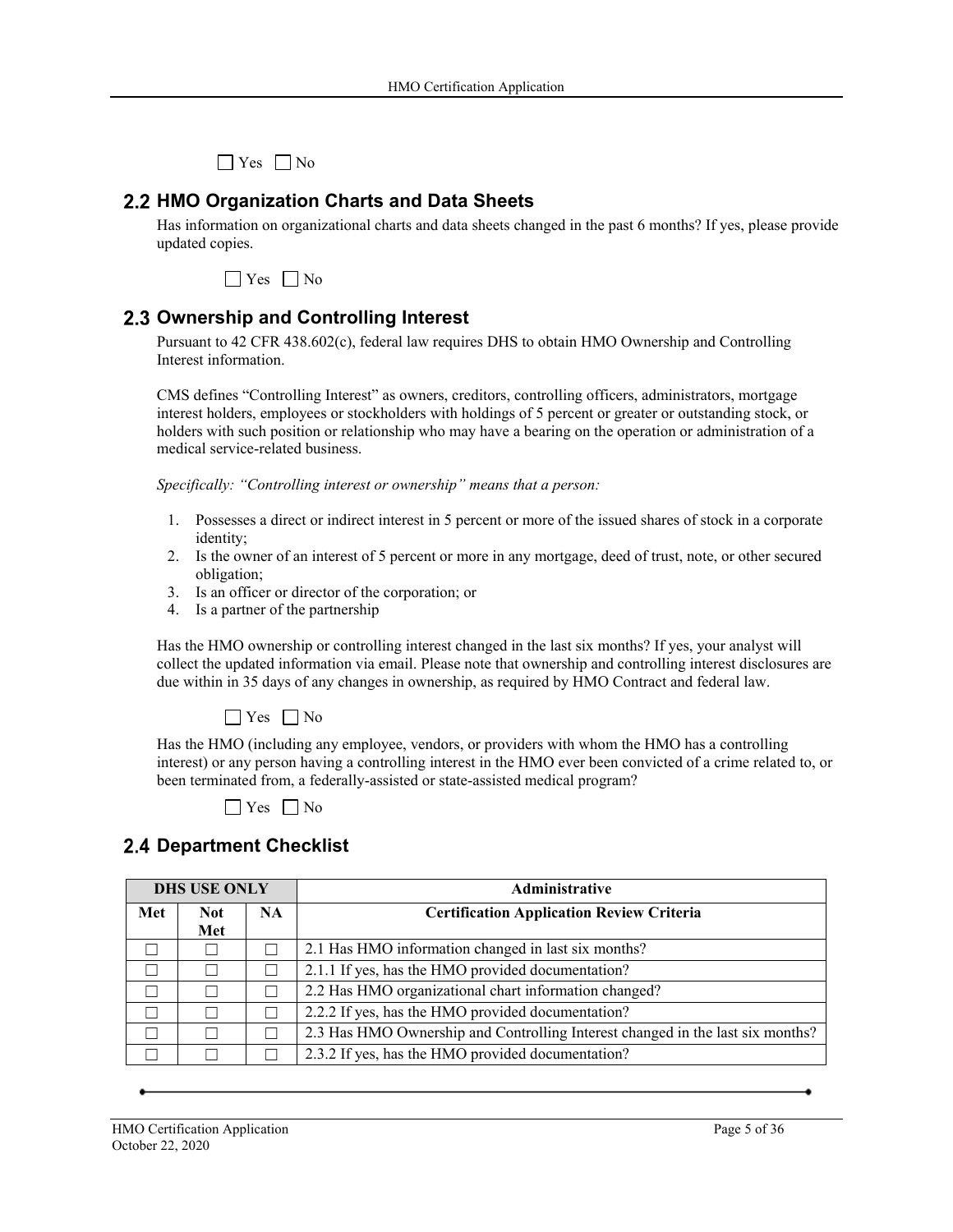☐ Yes ☐ No

## 2.2 HMO Organization Charts and Data Sheets

Has information on organizational charts and data sheets changed in the past 6 months? If yes, please provide updated copies.

☐ Yes ☐ No

## 2.3 Ownership and Controlling Interest

Pursuant to 42 CFR 438.602(c), federal law requires DHS to obtain HMO Ownership and Controlling Interest information.

CMS defines "Controlling Interest" as owners, creditors, controlling officers, administrators, mortgage interest holders, employees or stockholders with holdings of 5 percent or greater or outstanding stock, or holders with such position or relationship who may have a bearing on the operation or administration of a medical service-related business.

*Specifically: "Controlling interest or ownership" means that a person:*

1. Possesses a direct or indirect interest in 5 percent or more of the issued shares of stock in a corporate identity;
2. Is the owner of an interest of 5 percent or more in any mortgage, deed of trust, note, or other secured obligation;
3. Is an officer or director of the corporation; or
4. Is a partner of the partnership

Has the HMO ownership or controlling interest changed in the last six months? If yes, your analyst will collect the updated information via email. Please note that ownership and controlling interest disclosures are due within in 35 days of any changes in ownership, as required by HMO Contract and federal law.

☐ Yes ☐ No

Has the HMO (including any employee, vendors, or providers with whom the HMO has a controlling interest) or any person having a controlling interest in the HMO ever been convicted of a crime related to, or been terminated from, a federally-assisted or state-assisted medical program?

☐ Yes ☐ No

## 2.4 Department Checklist

| DHS USE ONLY | | | Administrative |
|---|---|---|---|
| Met | Not Met | NA | Certification Application Review Criteria |
| ☐ | ☐ | ☐ | 2.1 Has HMO information changed in last six months? |
| ☐ | ☐ | ☐ | 2.1.1 If yes, has the HMO provided documentation? |
| ☐ | ☐ | ☐ | 2.2 Has HMO organizational chart information changed? |
| ☐ | ☐ | ☐ | 2.2.2 If yes, has the HMO provided documentation? |
| ☐ | ☐ | ☐ | 2.3 Has HMO Ownership and Controlling Interest changed in the last six months? |
| ☐ | ☐ | ☐ | 2.3.2 If yes, has the HMO provided documentation? |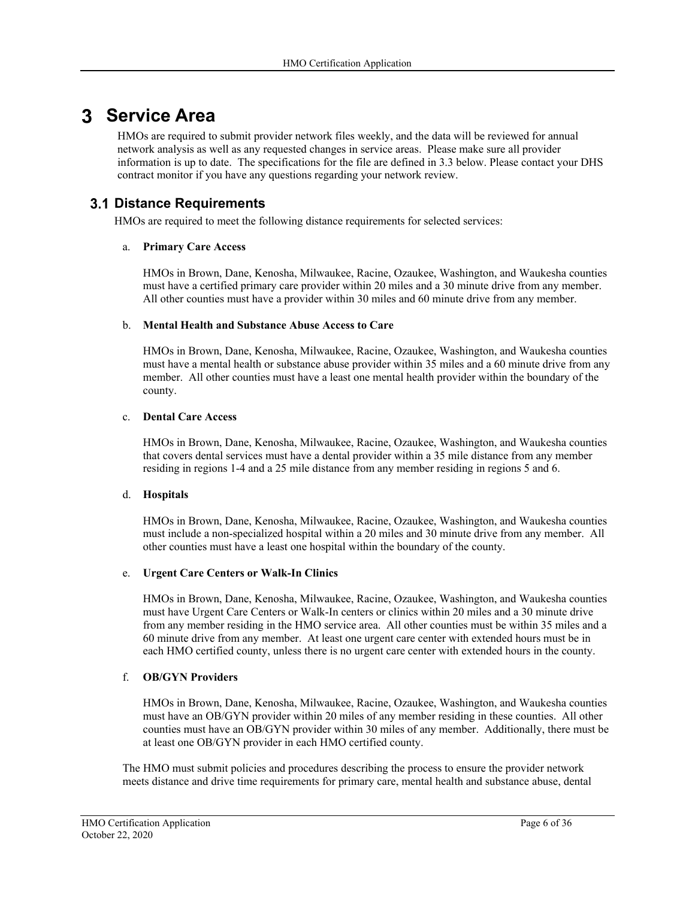# 3 Service Area

HMOs are required to submit provider network files weekly, and the data will be reviewed for annual network analysis as well as any requested changes in service areas. Please make sure all provider information is up to date. The specifications for the file are defined in 3.3 below. Please contact your DHS contract monitor if you have any questions regarding your network review.

## 3.1 Distance Requirements

HMOs are required to meet the following distance requirements for selected services:

a. **Primary Care Access**

HMOs in Brown, Dane, Kenosha, Milwaukee, Racine, Ozaukee, Washington, and Waukesha counties must have a certified primary care provider within 20 miles and a 30 minute drive from any member. All other counties must have a provider within 30 miles and 60 minute drive from any member.

b. **Mental Health and Substance Abuse Access to Care**

HMOs in Brown, Dane, Kenosha, Milwaukee, Racine, Ozaukee, Washington, and Waukesha counties must have a mental health or substance abuse provider within 35 miles and a 60 minute drive from any member. All other counties must have a least one mental health provider within the boundary of the county.

c. **Dental Care Access**

HMOs in Brown, Dane, Kenosha, Milwaukee, Racine, Ozaukee, Washington, and Waukesha counties that covers dental services must have a dental provider within a 35 mile distance from any member residing in regions 1-4 and a 25 mile distance from any member residing in regions 5 and 6.

d. **Hospitals**

HMOs in Brown, Dane, Kenosha, Milwaukee, Racine, Ozaukee, Washington, and Waukesha counties must include a non-specialized hospital within a 20 miles and 30 minute drive from any member. All other counties must have a least one hospital within the boundary of the county.

e. **Urgent Care Centers or Walk-In Clinics**

HMOs in Brown, Dane, Kenosha, Milwaukee, Racine, Ozaukee, Washington, and Waukesha counties must have Urgent Care Centers or Walk-In centers or clinics within 20 miles and a 30 minute drive from any member residing in the HMO service area. All other counties must be within 35 miles and a 60 minute drive from any member. At least one urgent care center with extended hours must be in each HMO certified county, unless there is no urgent care center with extended hours in the county.

f. **OB/GYN Providers**

HMOs in Brown, Dane, Kenosha, Milwaukee, Racine, Ozaukee, Washington, and Waukesha counties must have an OB/GYN provider within 20 miles of any member residing in these counties. All other counties must have an OB/GYN provider within 30 miles of any member. Additionally, there must be at least one OB/GYN provider in each HMO certified county.

The HMO must submit policies and procedures describing the process to ensure the provider network meets distance and drive time requirements for primary care, mental health and substance abuse, dental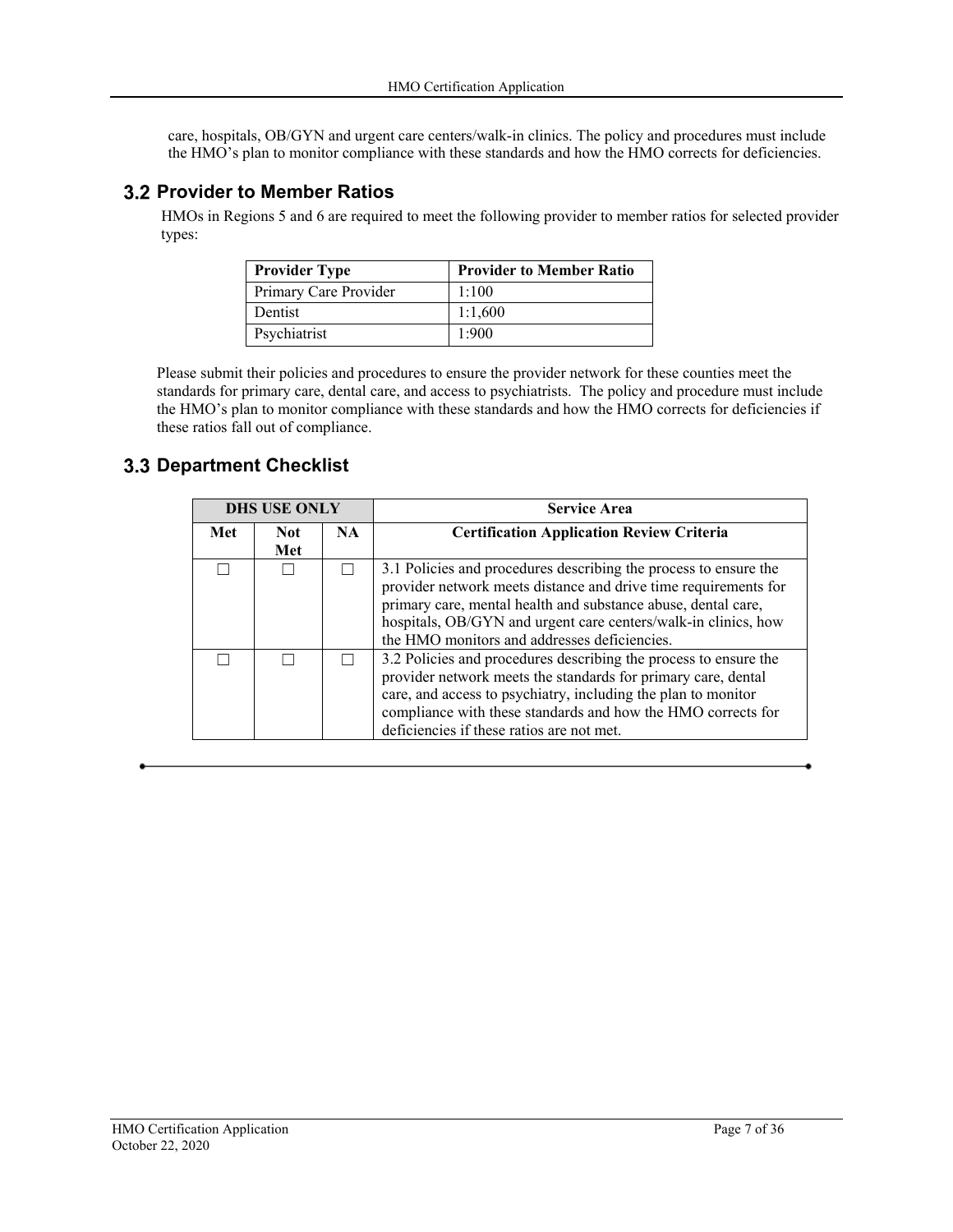care, hospitals, OB/GYN and urgent care centers/walk-in clinics. The policy and procedures must include the HMO's plan to monitor compliance with these standards and how the HMO corrects for deficiencies.

## 3.2 Provider to Member Ratios

HMOs in Regions 5 and 6 are required to meet the following provider to member ratios for selected provider types:

| Provider Type | Provider to Member Ratio |
|---|---|
| Primary Care Provider | 1:100 |
| Dentist | 1:1,600 |
| Psychiatrist | 1:900 |

Please submit their policies and procedures to ensure the provider network for these counties meet the standards for primary care, dental care, and access to psychiatrists. The policy and procedure must include the HMO's plan to monitor compliance with these standards and how the HMO corrects for deficiencies if these ratios fall out of compliance.

## 3.3 Department Checklist

| DHS USE ONLY | | | Service Area |
|---|---|---|---|
| **Met** | **Not Met** | **NA** | **Certification Application Review Criteria** |
| ☐ | ☐ | ☐ | 3.1 Policies and procedures describing the process to ensure the provider network meets distance and drive time requirements for primary care, mental health and substance abuse, dental care, hospitals, OB/GYN and urgent care centers/walk-in clinics, how the HMO monitors and addresses deficiencies. |
| ☐ | ☐ | ☐ | 3.2 Policies and procedures describing the process to ensure the provider network meets the standards for primary care, dental care, and access to psychiatry, including the plan to monitor compliance with these standards and how the HMO corrects for deficiencies if these ratios are not met. |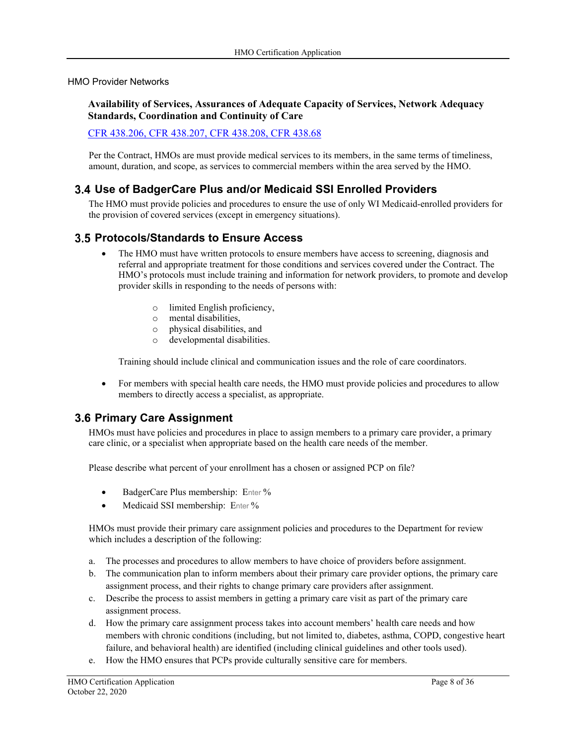HMO Provider Networks

**Availability of Services, Assurances of Adequate Capacity of Services, Network Adequacy Standards, Coordination and Continuity of Care**

[CFR 438.206, CFR 438.207, CFR 438.208, CFR 438.68]

Per the Contract, HMOs are must provide medical services to its members, in the same terms of timeliness, amount, duration, and scope, as services to commercial members within the area served by the HMO.

## 3.4 Use of BadgerCare Plus and/or Medicaid SSI Enrolled Providers

The HMO must provide policies and procedures to ensure the use of only WI Medicaid-enrolled providers for the provision of covered services (except in emergency situations).

## 3.5 Protocols/Standards to Ensure Access

- The HMO must have written protocols to ensure members have access to screening, diagnosis and referral and appropriate treatment for those conditions and services covered under the Contract. The HMO's protocols must include training and information for network providers, to promote and develop provider skills in responding to the needs of persons with:
  - limited English proficiency,
  - mental disabilities,
  - physical disabilities, and
  - developmental disabilities.

  Training should include clinical and communication issues and the role of care coordinators.

- For members with special health care needs, the HMO must provide policies and procedures to allow members to directly access a specialist, as appropriate.

## 3.6 Primary Care Assignment

HMOs must have policies and procedures in place to assign members to a primary care provider, a primary care clinic, or a specialist when appropriate based on the health care needs of the member.

Please describe what percent of your enrollment has a chosen or assigned PCP on file?

- BadgerCare Plus membership: Enter %
- Medicaid SSI membership: Enter %

HMOs must provide their primary care assignment policies and procedures to the Department for review which includes a description of the following:

a. The processes and procedures to allow members to have choice of providers before assignment.
b. The communication plan to inform members about their primary care provider options, the primary care assignment process, and their rights to change primary care providers after assignment.
c. Describe the process to assist members in getting a primary care visit as part of the primary care assignment process.
d. How the primary care assignment process takes into account members' health care needs and how members with chronic conditions (including, but not limited to, diabetes, asthma, COPD, congestive heart failure, and behavioral health) are identified (including clinical guidelines and other tools used).
e. How the HMO ensures that PCPs provide culturally sensitive care for members.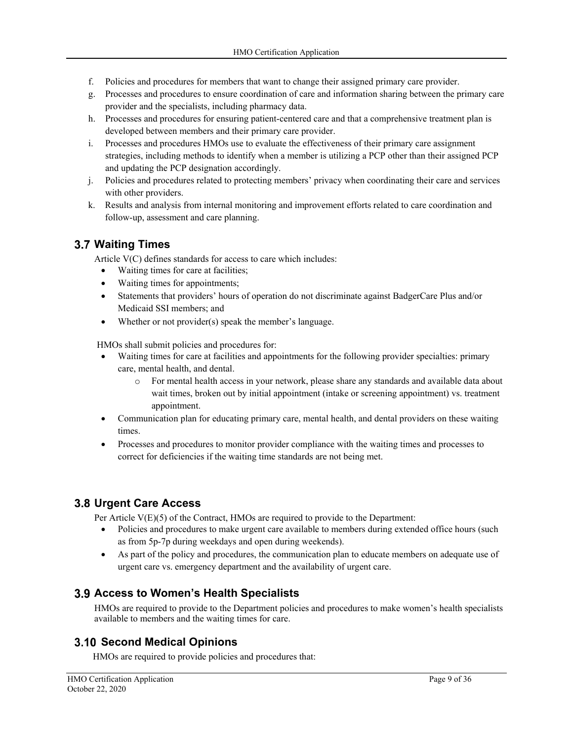f. Policies and procedures for members that want to change their assigned primary care provider.
g. Processes and procedures to ensure coordination of care and information sharing between the primary care provider and the specialists, including pharmacy data.
h. Processes and procedures for ensuring patient-centered care and that a comprehensive treatment plan is developed between members and their primary care provider.
i. Processes and procedures HMOs use to evaluate the effectiveness of their primary care assignment strategies, including methods to identify when a member is utilizing a PCP other than their assigned PCP and updating the PCP designation accordingly.
j. Policies and procedures related to protecting members' privacy when coordinating their care and services with other providers.
k. Results and analysis from internal monitoring and improvement efforts related to care coordination and follow-up, assessment and care planning.

## 3.7 Waiting Times

Article V(C) defines standards for access to care which includes:

- Waiting times for care at facilities;
- Waiting times for appointments;
- Statements that providers' hours of operation do not discriminate against BadgerCare Plus and/or Medicaid SSI members; and
- Whether or not provider(s) speak the member's language.

HMOs shall submit policies and procedures for:

- Waiting times for care at facilities and appointments for the following provider specialties: primary care, mental health, and dental.
  - For mental health access in your network, please share any standards and available data about wait times, broken out by initial appointment (intake or screening appointment) vs. treatment appointment.
- Communication plan for educating primary care, mental health, and dental providers on these waiting times.
- Processes and procedures to monitor provider compliance with the waiting times and processes to correct for deficiencies if the waiting time standards are not being met.

## 3.8 Urgent Care Access

Per Article V(E)(5) of the Contract, HMOs are required to provide to the Department:

- Policies and procedures to make urgent care available to members during extended office hours (such as from 5p-7p during weekdays and open during weekends).
- As part of the policy and procedures, the communication plan to educate members on adequate use of urgent care vs. emergency department and the availability of urgent care.

## 3.9 Access to Women's Health Specialists

HMOs are required to provide to the Department policies and procedures to make women's health specialists available to members and the waiting times for care.

## 3.10 Second Medical Opinions

HMOs are required to provide policies and procedures that: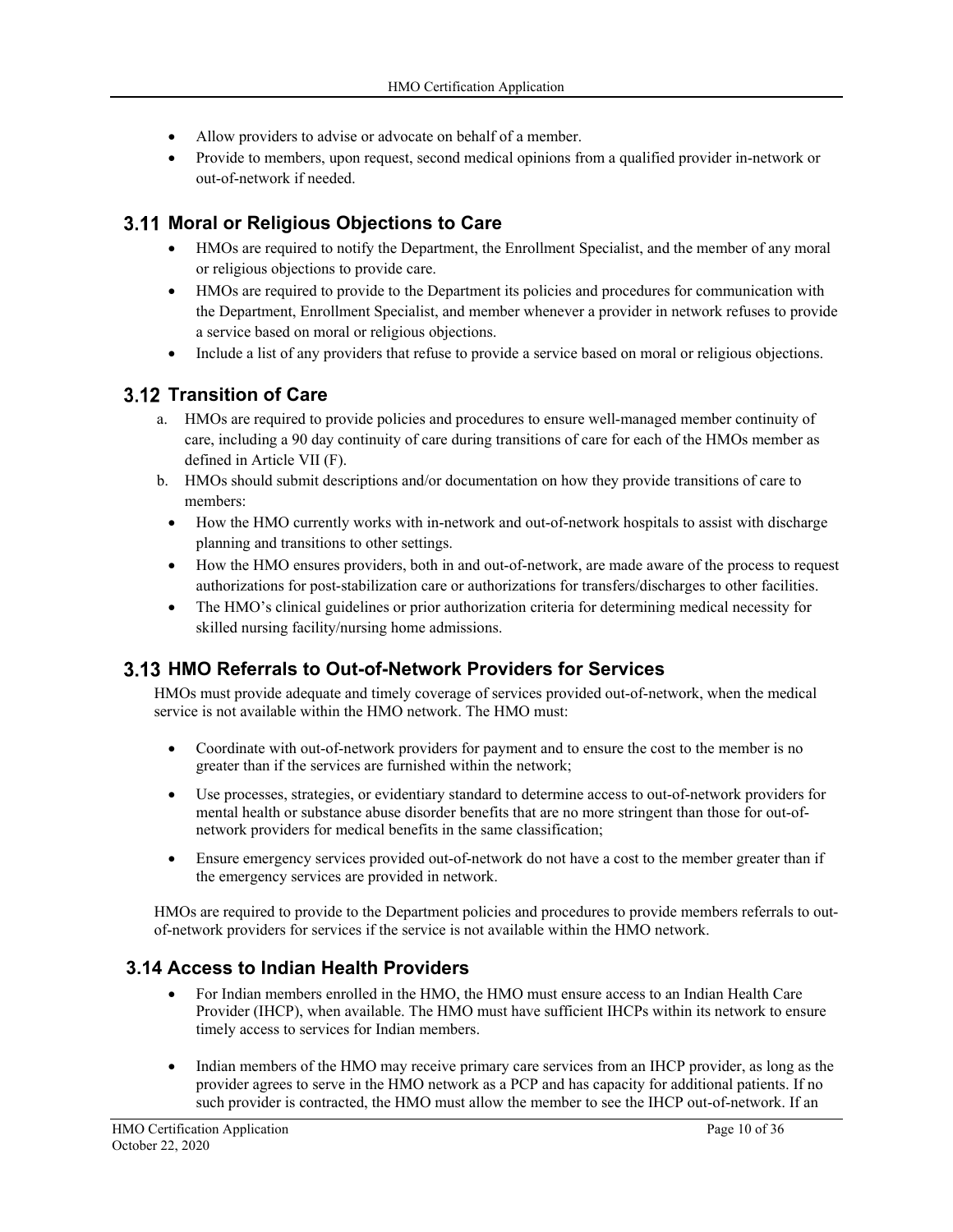- Allow providers to advise or advocate on behalf of a member.
- Provide to members, upon request, second medical opinions from a qualified provider in-network or out-of-network if needed.

## 3.11 Moral or Religious Objections to Care

- HMOs are required to notify the Department, the Enrollment Specialist, and the member of any moral or religious objections to provide care.
- HMOs are required to provide to the Department its policies and procedures for communication with the Department, Enrollment Specialist, and member whenever a provider in network refuses to provide a service based on moral or religious objections.
- Include a list of any providers that refuse to provide a service based on moral or religious objections.

## 3.12 Transition of Care

a. HMOs are required to provide policies and procedures to ensure well-managed member continuity of care, including a 90 day continuity of care during transitions of care for each of the HMOs member as defined in Article VII (F).

b. HMOs should submit descriptions and/or documentation on how they provide transitions of care to members:

- How the HMO currently works with in-network and out-of-network hospitals to assist with discharge planning and transitions to other settings.
- How the HMO ensures providers, both in and out-of-network, are made aware of the process to request authorizations for post-stabilization care or authorizations for transfers/discharges to other facilities.
- The HMO's clinical guidelines or prior authorization criteria for determining medical necessity for skilled nursing facility/nursing home admissions.

## 3.13 HMO Referrals to Out-of-Network Providers for Services

HMOs must provide adequate and timely coverage of services provided out-of-network, when the medical service is not available within the HMO network. The HMO must:

- Coordinate with out-of-network providers for payment and to ensure the cost to the member is no greater than if the services are furnished within the network;
- Use processes, strategies, or evidentiary standard to determine access to out-of-network providers for mental health or substance abuse disorder benefits that are no more stringent than those for out-of-network providers for medical benefits in the same classification;
- Ensure emergency services provided out-of-network do not have a cost to the member greater than if the emergency services are provided in network.

HMOs are required to provide to the Department policies and procedures to provide members referrals to out-of-network providers for services if the service is not available within the HMO network.

## 3.14 Access to Indian Health Providers

- For Indian members enrolled in the HMO, the HMO must ensure access to an Indian Health Care Provider (IHCP), when available. The HMO must have sufficient IHCPs within its network to ensure timely access to services for Indian members.
- Indian members of the HMO may receive primary care services from an IHCP provider, as long as the provider agrees to serve in the HMO network as a PCP and has capacity for additional patients. If no such provider is contracted, the HMO must allow the member to see the IHCP out-of-network. If an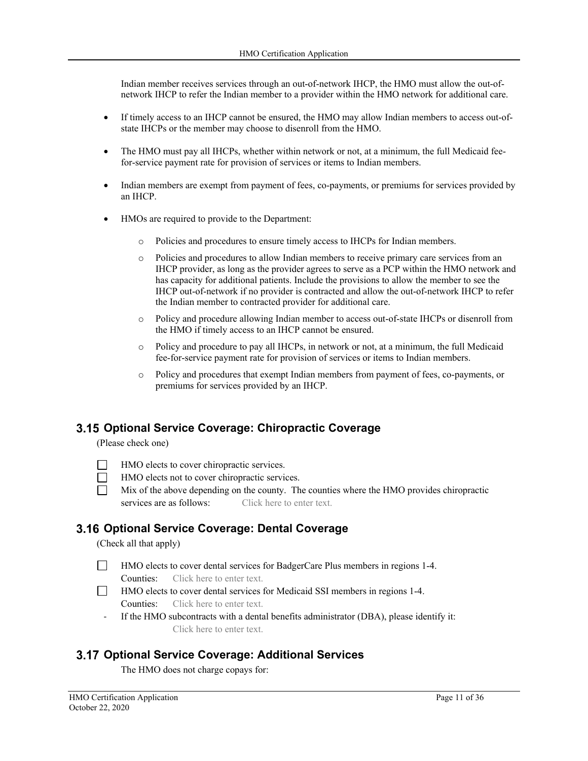Indian member receives services through an out-of-network IHCP, the HMO must allow the out-of-network IHCP to refer the Indian member to a provider within the HMO network for additional care.

- If timely access to an IHCP cannot be ensured, the HMO may allow Indian members to access out-of-state IHCPs or the member may choose to disenroll from the HMO.
- The HMO must pay all IHCPs, whether within network or not, at a minimum, the full Medicaid fee-for-service payment rate for provision of services or items to Indian members.
- Indian members are exempt from payment of fees, co-payments, or premiums for services provided by an IHCP.
- HMOs are required to provide to the Department:
  - Policies and procedures to ensure timely access to IHCPs for Indian members.
  - Policies and procedures to allow Indian members to receive primary care services from an IHCP provider, as long as the provider agrees to serve as a PCP within the HMO network and has capacity for additional patients. Include the provisions to allow the member to see the IHCP out-of-network if no provider is contracted and allow the out-of-network IHCP to refer the Indian member to contracted provider for additional care.
  - Policy and procedure allowing Indian member to access out-of-state IHCPs or disenroll from the HMO if timely access to an IHCP cannot be ensured.
  - Policy and procedure to pay all IHCPs, in network or not, at a minimum, the full Medicaid fee-for-service payment rate for provision of services or items to Indian members.
  - Policy and procedures that exempt Indian members from payment of fees, co-payments, or premiums for services provided by an IHCP.

## 3.15 Optional Service Coverage: Chiropractic Coverage

(Please check one)

- ☐ HMO elects to cover chiropractic services.
- ☐ HMO elects not to cover chiropractic services.
- ☐ Mix of the above depending on the county. The counties where the HMO provides chiropractic services are as follows: Click here to enter text.

## 3.16 Optional Service Coverage: Dental Coverage

(Check all that apply)

- ☐ HMO elects to cover dental services for BadgerCare Plus members in regions 1-4.
  Counties: Click here to enter text.
- ☐ HMO elects to cover dental services for Medicaid SSI members in regions 1-4.
  Counties: Click here to enter text.
- If the HMO subcontracts with a dental benefits administrator (DBA), please identify it:
  Click here to enter text.

## 3.17 Optional Service Coverage: Additional Services

The HMO does not charge copays for: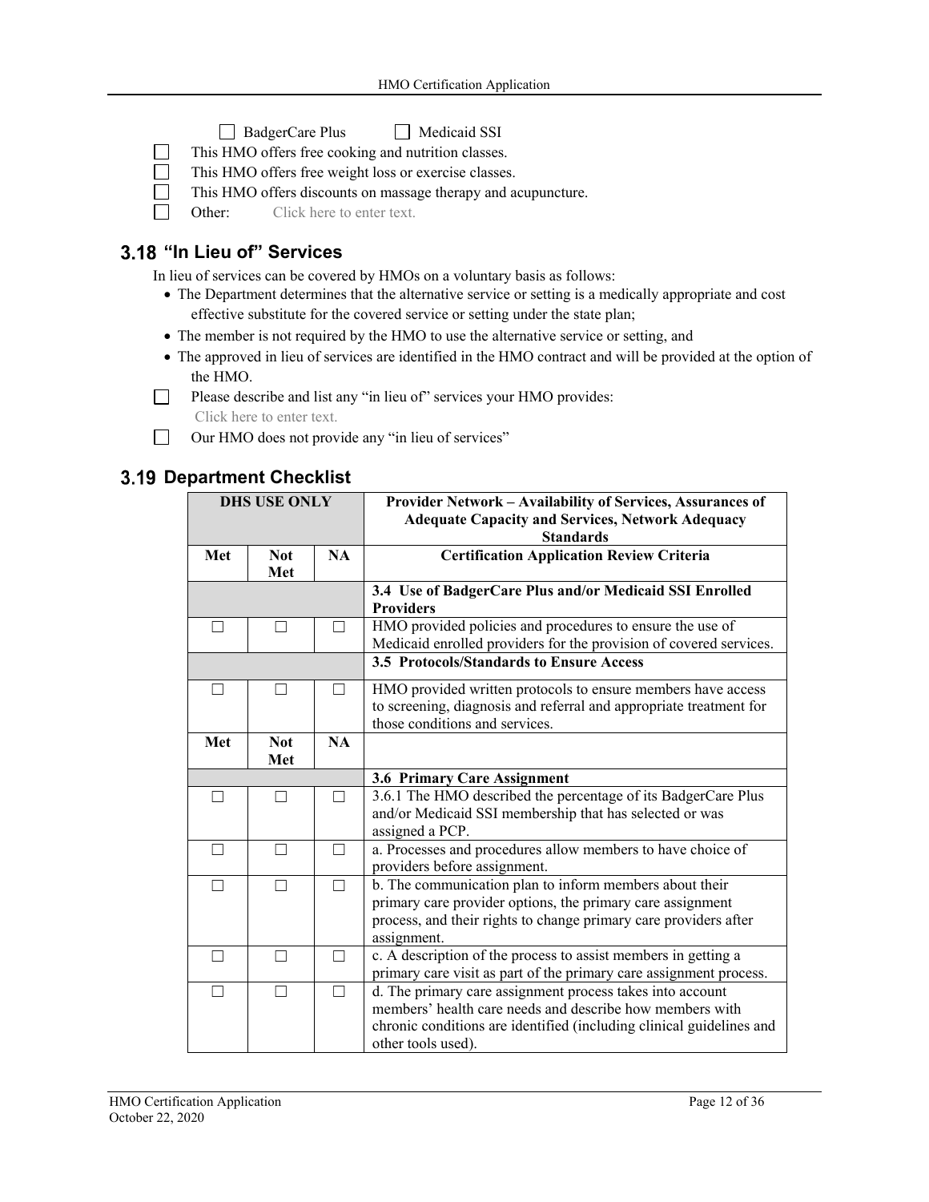☐ BadgerCare Plus ☐ Medicaid SSI

☐ This HMO offers free cooking and nutrition classes.

☐ This HMO offers free weight loss or exercise classes.

☐ This HMO offers discounts on massage therapy and acupuncture.

☐ Other: Click here to enter text.

## 3.18 "In Lieu of" Services

In lieu of services can be covered by HMOs on a voluntary basis as follows:

- The Department determines that the alternative service or setting is a medically appropriate and cost effective substitute for the covered service or setting under the state plan;
- The member is not required by the HMO to use the alternative service or setting, and
- The approved in lieu of services are identified in the HMO contract and will be provided at the option of the HMO.

☐ Please describe and list any "in lieu of" services your HMO provides:
Click here to enter text.

☐ Our HMO does not provide any "in lieu of services"

## 3.19 Department Checklist

| DHS USE ONLY | | | Provider Network – Availability of Services, Assurances of Adequate Capacity and Services, Network Adequacy Standards |
|---|---|---|---|
| **Met** | **Not Met** | **NA** | **Certification Application Review Criteria** |
| | | | **3.4 Use of BadgerCare Plus and/or Medicaid SSI Enrolled Providers** |
| ☐ | ☐ | ☐ | HMO provided policies and procedures to ensure the use of Medicaid enrolled providers for the provision of covered services. |
| | | | **3.5 Protocols/Standards to Ensure Access** |
| ☐ | ☐ | ☐ | HMO provided written protocols to ensure members have access to screening, diagnosis and referral and appropriate treatment for those conditions and services. |
| **Met** | **Not Met** | **NA** | |
| | | | **3.6 Primary Care Assignment** |
| ☐ | ☐ | ☐ | 3.6.1 The HMO described the percentage of its BadgerCare Plus and/or Medicaid SSI membership that has selected or was assigned a PCP. |
| ☐ | ☐ | ☐ | a. Processes and procedures allow members to have choice of providers before assignment. |
| ☐ | ☐ | ☐ | b. The communication plan to inform members about their primary care provider options, the primary care assignment process, and their rights to change primary care providers after assignment. |
| ☐ | ☐ | ☐ | c. A description of the process to assist members in getting a primary care visit as part of the primary care assignment process. |
| ☐ | ☐ | ☐ | d. The primary care assignment process takes into account members' health care needs and describe how members with chronic conditions are identified (including clinical guidelines and other tools used). |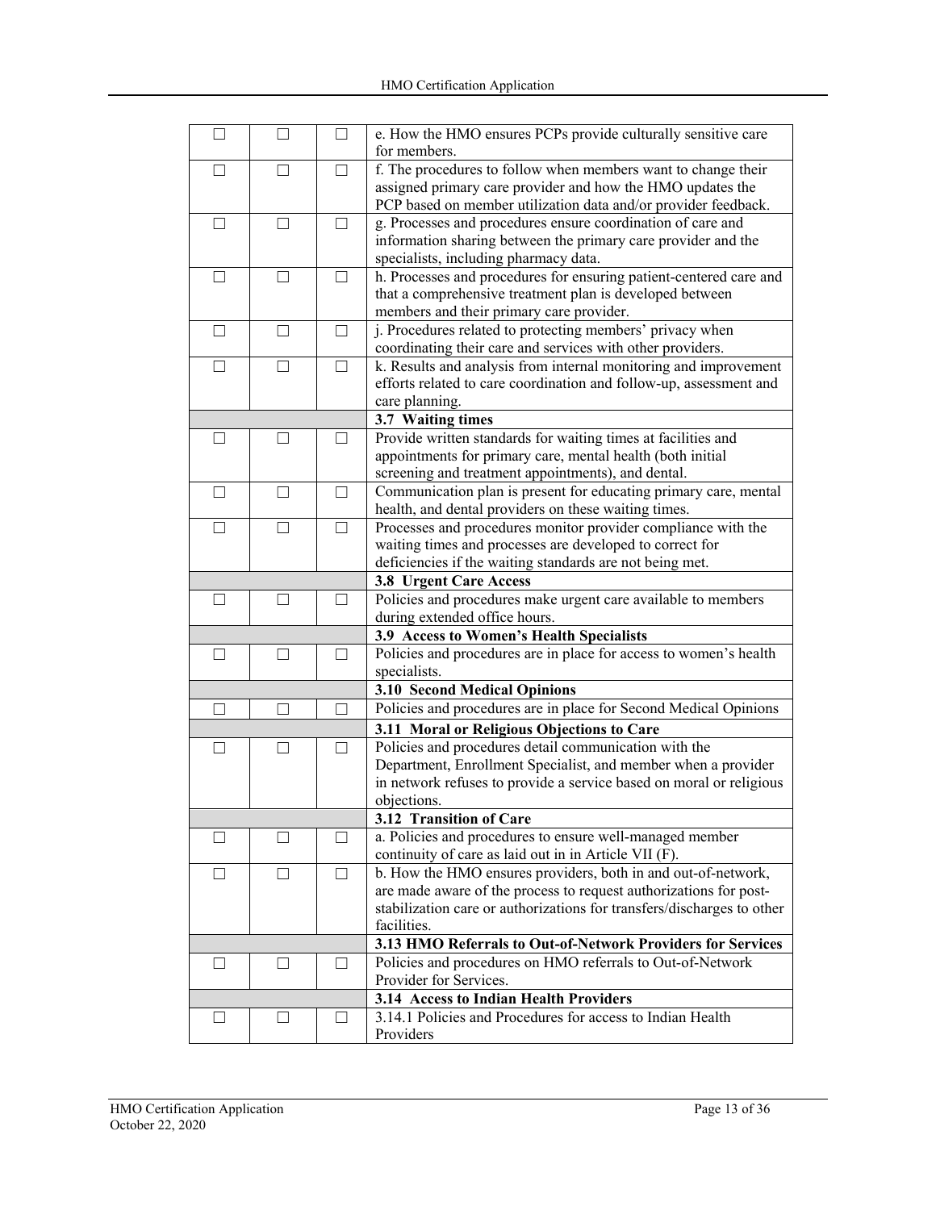| ☐ | ☐ | ☐ | e. How the HMO ensures PCPs provide culturally sensitive care for members. |
|---|---|---|---|
| ☐ | ☐ | ☐ | f. The procedures to follow when members want to change their assigned primary care provider and how the HMO updates the PCP based on member utilization data and/or provider feedback. |
| ☐ | ☐ | ☐ | g. Processes and procedures ensure coordination of care and information sharing between the primary care provider and the specialists, including pharmacy data. |
| ☐ | ☐ | ☐ | h. Processes and procedures for ensuring patient-centered care and that a comprehensive treatment plan is developed between members and their primary care provider. |
| ☐ | ☐ | ☐ | j. Procedures related to protecting members' privacy when coordinating their care and services with other providers. |
| ☐ | ☐ | ☐ | k. Results and analysis from internal monitoring and improvement efforts related to care coordination and follow-up, assessment and care planning. |
| | | | **3.7 Waiting times** |
| ☐ | ☐ | ☐ | Provide written standards for waiting times at facilities and appointments for primary care, mental health (both initial screening and treatment appointments), and dental. |
| ☐ | ☐ | ☐ | Communication plan is present for educating primary care, mental health, and dental providers on these waiting times. |
| ☐ | ☐ | ☐ | Processes and procedures monitor provider compliance with the waiting times and processes are developed to correct for deficiencies if the waiting standards are not being met. |
| | | | **3.8 Urgent Care Access** |
| ☐ | ☐ | ☐ | Policies and procedures make urgent care available to members during extended office hours. |
| | | | **3.9 Access to Women's Health Specialists** |
| ☐ | ☐ | ☐ | Policies and procedures are in place for access to women's health specialists. |
| | | | **3.10 Second Medical Opinions** |
| ☐ | ☐ | ☐ | Policies and procedures are in place for Second Medical Opinions |
| | | | **3.11 Moral or Religious Objections to Care** |
| ☐ | ☐ | ☐ | Policies and procedures detail communication with the Department, Enrollment Specialist, and member when a provider in network refuses to provide a service based on moral or religious objections. |
| | | | **3.12 Transition of Care** |
| ☐ | ☐ | ☐ | a. Policies and procedures to ensure well-managed member continuity of care as laid out in in Article VII (F). |
| ☐ | ☐ | ☐ | b. How the HMO ensures providers, both in and out-of-network, are made aware of the process to request authorizations for post-stabilization care or authorizations for transfers/discharges to other facilities. |
| | | | **3.13 HMO Referrals to Out-of-Network Providers for Services** |
| ☐ | ☐ | ☐ | Policies and procedures on HMO referrals to Out-of-Network Provider for Services. |
| | | | **3.14 Access to Indian Health Providers** |
| ☐ | ☐ | ☐ | 3.14.1 Policies and Procedures for access to Indian Health Providers |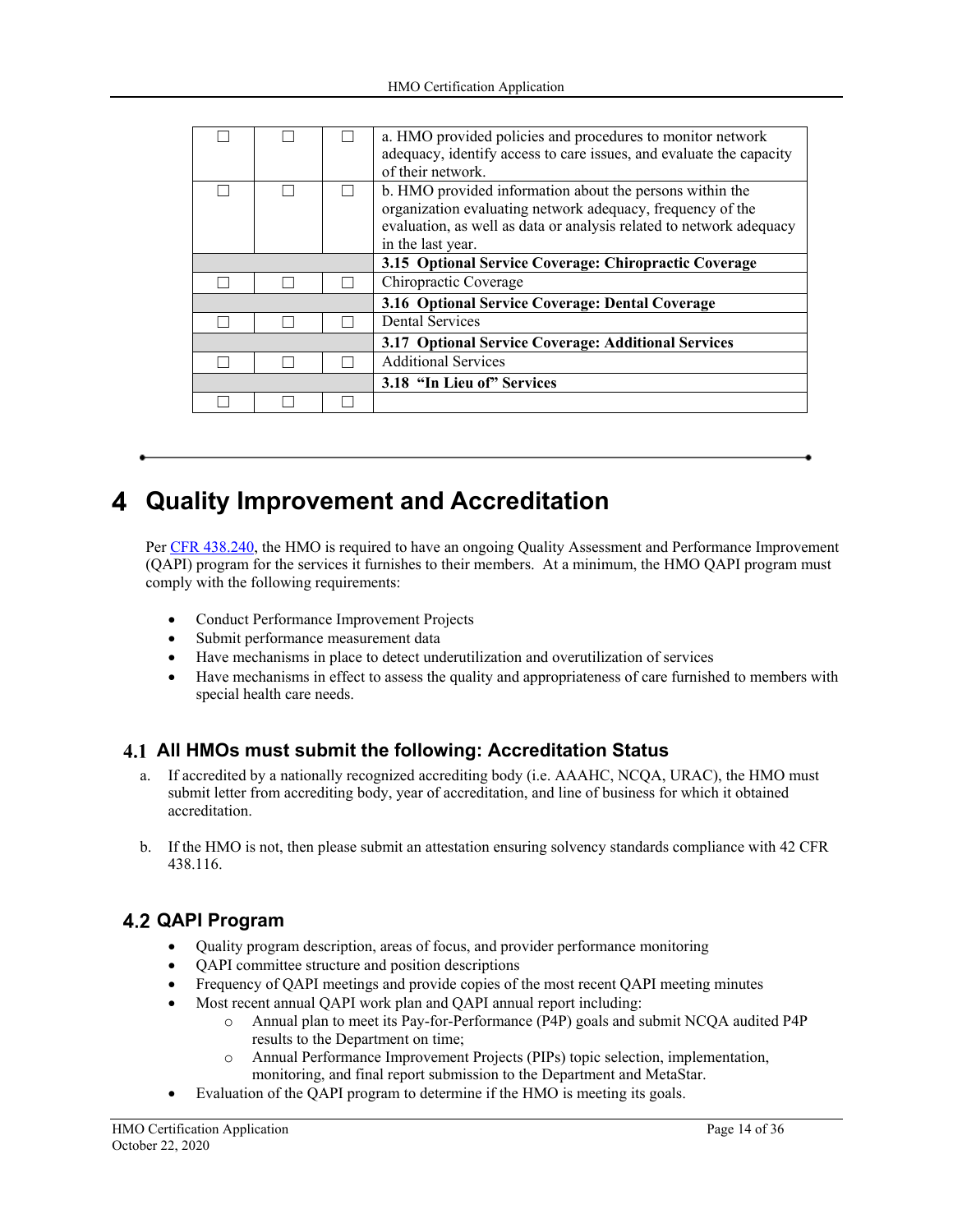| | | | |
|---|---|---|---|
| ☐ | ☐ | ☐ | a. HMO provided policies and procedures to monitor network adequacy, identify access to care issues, and evaluate the capacity of their network. |
| ☐ | ☐ | ☐ | b. HMO provided information about the persons within the organization evaluating network adequacy, frequency of the evaluation, as well as data or analysis related to network adequacy in the last year. |
| | | | **3.15 Optional Service Coverage: Chiropractic Coverage** |
| ☐ | ☐ | ☐ | Chiropractic Coverage |
| | | | **3.16 Optional Service Coverage: Dental Coverage** |
| ☐ | ☐ | ☐ | Dental Services |
| | | | **3.17 Optional Service Coverage: Additional Services** |
| ☐ | ☐ | ☐ | Additional Services |
| | | | **3.18 "In Lieu of" Services** |
| ☐ | ☐ | ☐ | |

# 4 Quality Improvement and Accreditation

Per CFR 438.240, the HMO is required to have an ongoing Quality Assessment and Performance Improvement (QAPI) program for the services it furnishes to their members. At a minimum, the HMO QAPI program must comply with the following requirements:

- Conduct Performance Improvement Projects
- Submit performance measurement data
- Have mechanisms in place to detect underutilization and overutilization of services
- Have mechanisms in effect to assess the quality and appropriateness of care furnished to members with special health care needs.

## 4.1 All HMOs must submit the following: Accreditation Status

a. If accredited by a nationally recognized accrediting body (i.e. AAAHC, NCQA, URAC), the HMO must submit letter from accrediting body, year of accreditation, and line of business for which it obtained accreditation.

b. If the HMO is not, then please submit an attestation ensuring solvency standards compliance with 42 CFR 438.116.

## 4.2 QAPI Program

- Quality program description, areas of focus, and provider performance monitoring
- QAPI committee structure and position descriptions
- Frequency of QAPI meetings and provide copies of the most recent QAPI meeting minutes
- Most recent annual QAPI work plan and QAPI annual report including:
  - Annual plan to meet its Pay-for-Performance (P4P) goals and submit NCQA audited P4P results to the Department on time;
  - Annual Performance Improvement Projects (PIPs) topic selection, implementation, monitoring, and final report submission to the Department and MetaStar.
- Evaluation of the QAPI program to determine if the HMO is meeting its goals.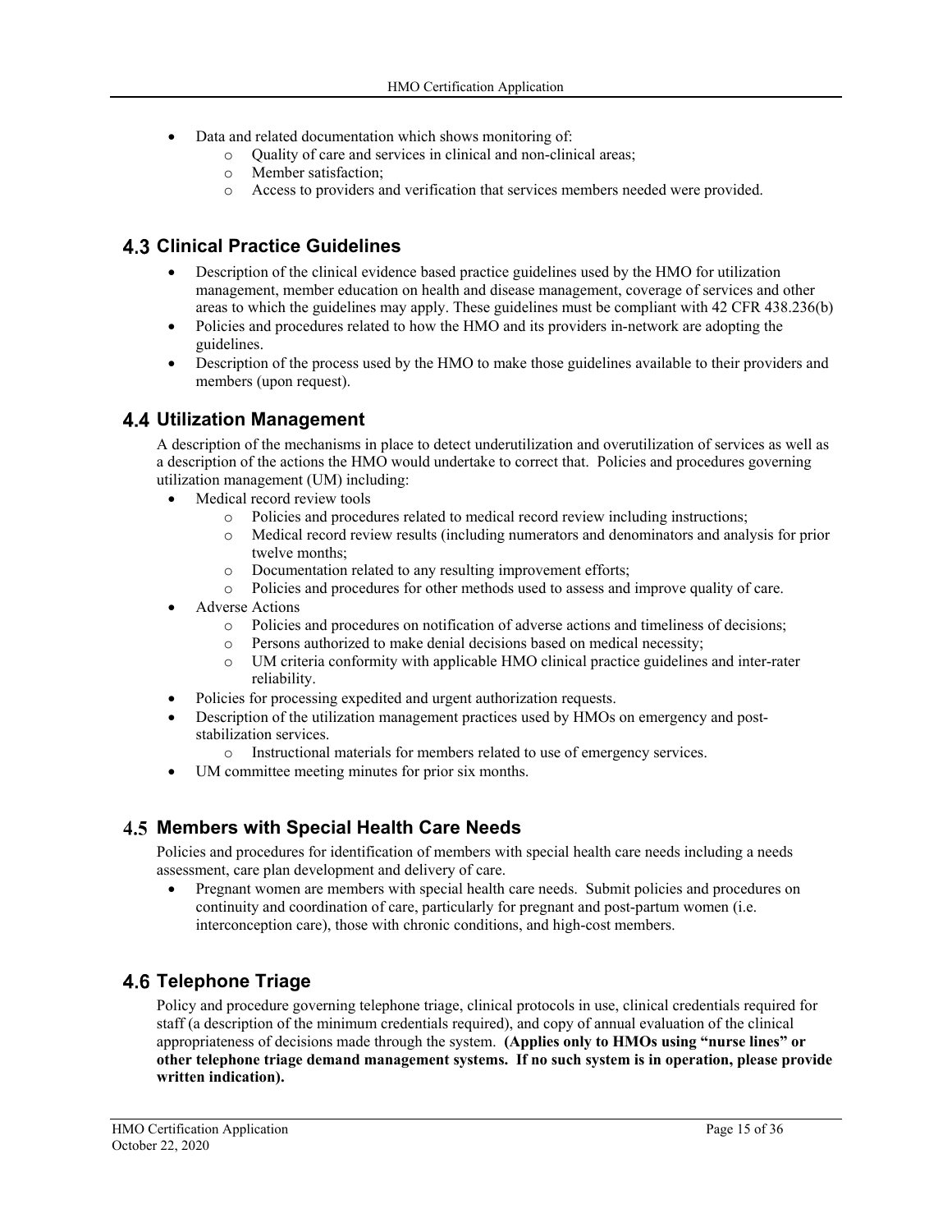- Data and related documentation which shows monitoring of:
  - Quality of care and services in clinical and non-clinical areas;
  - Member satisfaction;
  - Access to providers and verification that services members needed were provided.

## 4.3 Clinical Practice Guidelines

- Description of the clinical evidence based practice guidelines used by the HMO for utilization management, member education on health and disease management, coverage of services and other areas to which the guidelines may apply. These guidelines must be compliant with 42 CFR 438.236(b)
- Policies and procedures related to how the HMO and its providers in-network are adopting the guidelines.
- Description of the process used by the HMO to make those guidelines available to their providers and members (upon request).

## 4.4 Utilization Management

A description of the mechanisms in place to detect underutilization and overutilization of services as well as a description of the actions the HMO would undertake to correct that. Policies and procedures governing utilization management (UM) including:

- Medical record review tools
  - Policies and procedures related to medical record review including instructions;
  - Medical record review results (including numerators and denominators and analysis for prior twelve months;
  - Documentation related to any resulting improvement efforts;
  - Policies and procedures for other methods used to assess and improve quality of care.
- Adverse Actions
  - Policies and procedures on notification of adverse actions and timeliness of decisions;
  - Persons authorized to make denial decisions based on medical necessity;
  - UM criteria conformity with applicable HMO clinical practice guidelines and inter-rater reliability.
- Policies for processing expedited and urgent authorization requests.
- Description of the utilization management practices used by HMOs on emergency and post-stabilization services.
  - Instructional materials for members related to use of emergency services.
- UM committee meeting minutes for prior six months.

## 4.5 Members with Special Health Care Needs

Policies and procedures for identification of members with special health care needs including a needs assessment, care plan development and delivery of care.

- Pregnant women are members with special health care needs. Submit policies and procedures on continuity and coordination of care, particularly for pregnant and post-partum women (i.e. interconception care), those with chronic conditions, and high-cost members.

## 4.6 Telephone Triage

Policy and procedure governing telephone triage, clinical protocols in use, clinical credentials required for staff (a description of the minimum credentials required), and copy of annual evaluation of the clinical appropriateness of decisions made through the system. **(Applies only to HMOs using "nurse lines" or other telephone triage demand management systems. If no such system is in operation, please provide written indication).**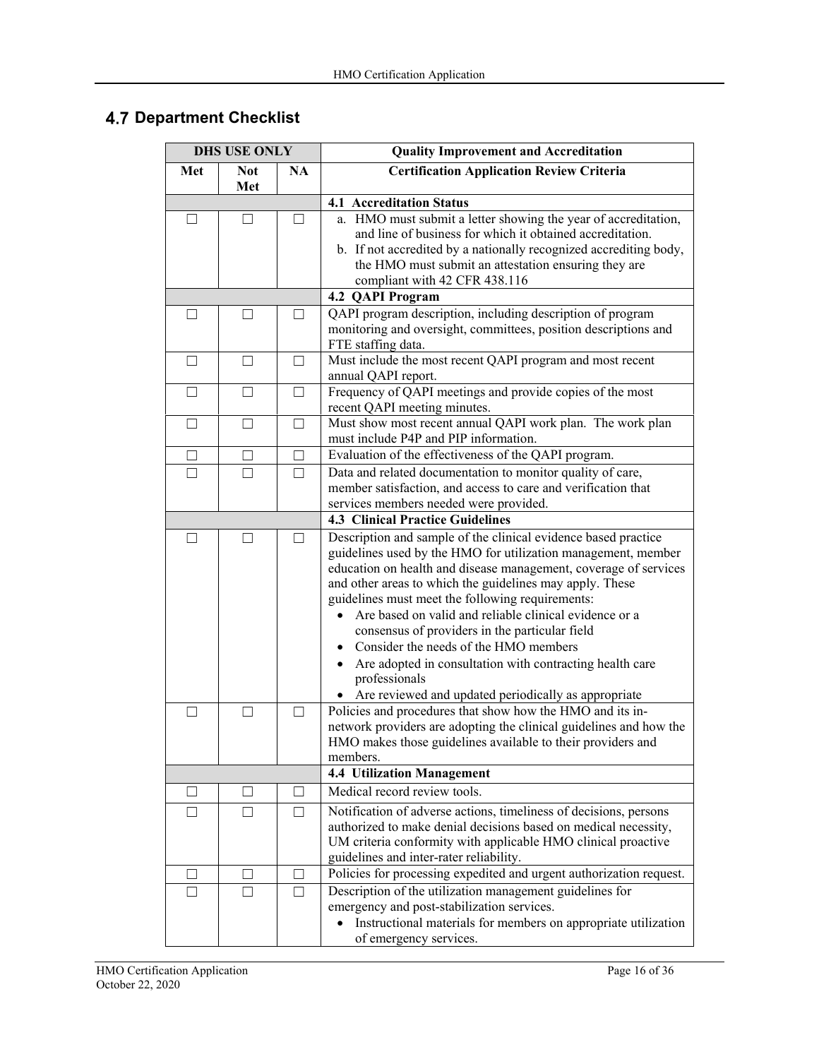## 4.7 Department Checklist

| DHS USE ONLY | | | Quality Improvement and Accreditation |
|---|---|---|---|
| **Met** | **Not Met** | **NA** | **Certification Application Review Criteria** |
| | | | **4.1 Accreditation Status** |
| ☐ | ☐ | ☐ | a. HMO must submit a letter showing the year of accreditation, and line of business for which it obtained accreditation.<br>b. If not accredited by a nationally recognized accrediting body, the HMO must submit an attestation ensuring they are compliant with 42 CFR 438.116 |
| | | | **4.2 QAPI Program** |
| ☐ | ☐ | ☐ | QAPI program description, including description of program monitoring and oversight, committees, position descriptions and FTE staffing data. |
| ☐ | ☐ | ☐ | Must include the most recent QAPI program and most recent annual QAPI report. |
| ☐ | ☐ | ☐ | Frequency of QAPI meetings and provide copies of the most recent QAPI meeting minutes. |
| ☐ | ☐ | ☐ | Must show most recent annual QAPI work plan. The work plan must include P4P and PIP information. |
| ☐ | ☐ | ☐ | Evaluation of the effectiveness of the QAPI program. |
| ☐ | ☐ | ☐ | Data and related documentation to monitor quality of care, member satisfaction, and access to care and verification that services members needed were provided. |
| | | | **4.3 Clinical Practice Guidelines** |
| ☐ | ☐ | ☐ | Description and sample of the clinical evidence based practice guidelines used by the HMO for utilization management, member education on health and disease management, coverage of services and other areas to which the guidelines may apply. These guidelines must meet the following requirements:<br>• Are based on valid and reliable clinical evidence or a consensus of providers in the particular field<br>• Consider the needs of the HMO members<br>• Are adopted in consultation with contracting health care professionals<br>• Are reviewed and updated periodically as appropriate |
| ☐ | ☐ | ☐ | Policies and procedures that show how the HMO and its in-network providers are adopting the clinical guidelines and how the HMO makes those guidelines available to their providers and members. |
| | | | **4.4 Utilization Management** |
| ☐ | ☐ | ☐ | Medical record review tools. |
| ☐ | ☐ | ☐ | Notification of adverse actions, timeliness of decisions, persons authorized to make denial decisions based on medical necessity, UM criteria conformity with applicable HMO clinical proactive guidelines and inter-rater reliability. |
| ☐ | ☐ | ☐ | Policies for processing expedited and urgent authorization request. |
| ☐ | ☐ | ☐ | Description of the utilization management guidelines for emergency and post-stabilization services.<br>• Instructional materials for members on appropriate utilization of emergency services. |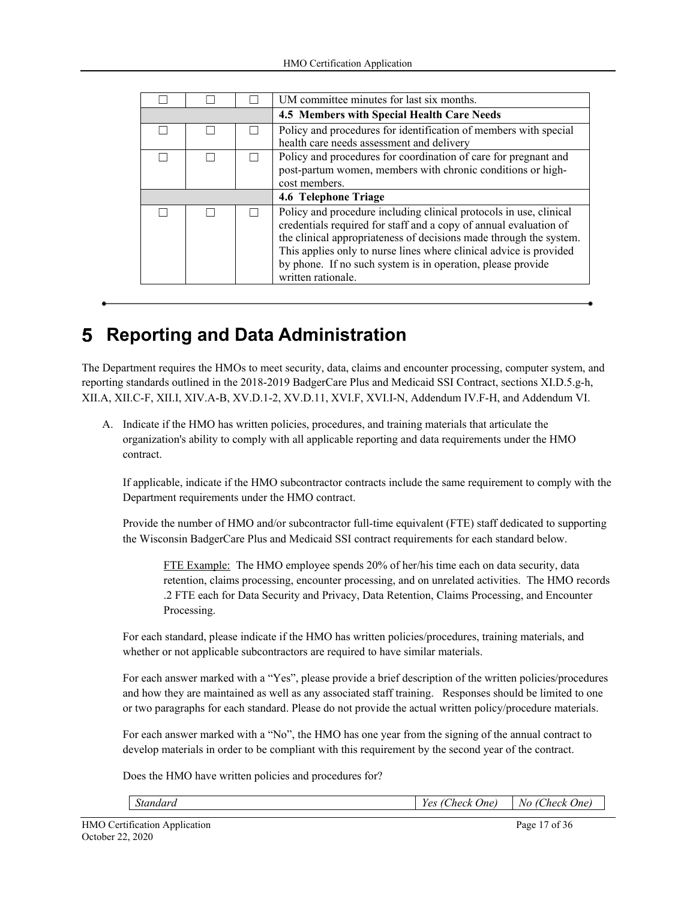| | | | |
|---|---|---|---|
| ☐ | ☐ | ☐ | UM committee minutes for last six months. |
| | | | **4.5 Members with Special Health Care Needs** |
| ☐ | ☐ | ☐ | Policy and procedures for identification of members with special health care needs assessment and delivery |
| ☐ | ☐ | ☐ | Policy and procedures for coordination of care for pregnant and post-partum women, members with chronic conditions or high-cost members. |
| | | | **4.6 Telephone Triage** |
| ☐ | ☐ | ☐ | Policy and procedure including clinical protocols in use, clinical credentials required for staff and a copy of annual evaluation of the clinical appropriateness of decisions made through the system. This applies only to nurse lines where clinical advice is provided by phone. If no such system is in operation, please provide written rationale. |

# 5 Reporting and Data Administration

The Department requires the HMOs to meet security, data, claims and encounter processing, computer system, and reporting standards outlined in the 2018-2019 BadgerCare Plus and Medicaid SSI Contract, sections XI.D.5.g-h, XII.A, XII.C-F, XII.I, XIV.A-B, XV.D.1-2, XV.D.11, XVI.F, XVI.I-N, Addendum IV.F-H, and Addendum VI.

A. Indicate if the HMO has written policies, procedures, and training materials that articulate the organization's ability to comply with all applicable reporting and data requirements under the HMO contract.

   If applicable, indicate if the HMO subcontractor contracts include the same requirement to comply with the Department requirements under the HMO contract.

   Provide the number of HMO and/or subcontractor full-time equivalent (FTE) staff dedicated to supporting the Wisconsin BadgerCare Plus and Medicaid SSI contract requirements for each standard below.

   > FTE Example: The HMO employee spends 20% of her/his time each on data security, data retention, claims processing, encounter processing, and on unrelated activities. The HMO records .2 FTE each for Data Security and Privacy, Data Retention, Claims Processing, and Encounter Processing.

   For each standard, please indicate if the HMO has written policies/procedures, training materials, and whether or not applicable subcontractors are required to have similar materials.

   For each answer marked with a "Yes", please provide a brief description of the written policies/procedures and how they are maintained as well as any associated staff training. Responses should be limited to one or two paragraphs for each standard. Please do not provide the actual written policy/procedure materials.

   For each answer marked with a "No", the HMO has one year from the signing of the annual contract to develop materials in order to be compliant with this requirement by the second year of the contract.

   Does the HMO have written policies and procedures for?

| *Standard* | *Yes (Check One)* | *No (Check One)* |
|---|---|---|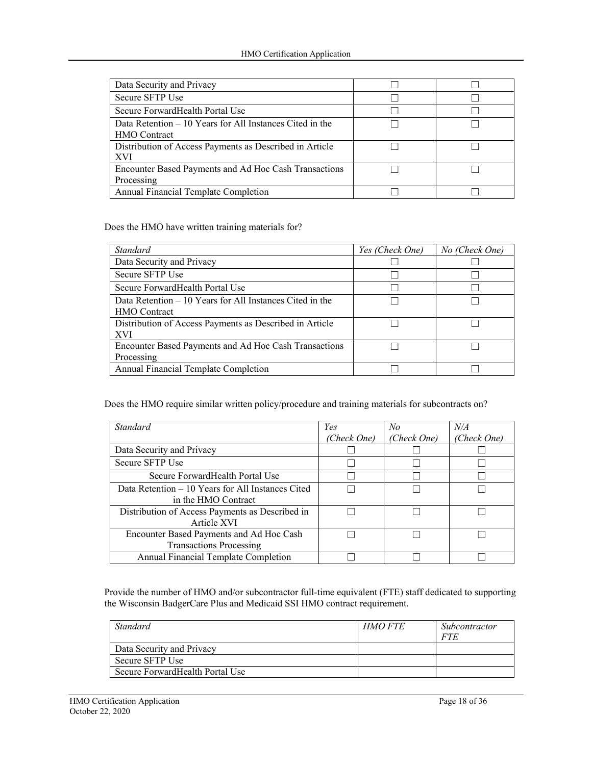| | | |
|---|---|---|
| Data Security and Privacy | ☐ | ☐ |
| Secure SFTP Use | ☐ | ☐ |
| Secure ForwardHealth Portal Use | ☐ | ☐ |
| Data Retention – 10 Years for All Instances Cited in the HMO Contract | ☐ | ☐ |
| Distribution of Access Payments as Described in Article XVI | ☐ | ☐ |
| Encounter Based Payments and Ad Hoc Cash Transactions Processing | ☐ | ☐ |
| Annual Financial Template Completion | ☐ | ☐ |

Does the HMO have written training materials for?

| *Standard* | *Yes (Check One)* | *No (Check One)* |
|---|---|---|
| Data Security and Privacy | ☐ | ☐ |
| Secure SFTP Use | ☐ | ☐ |
| Secure ForwardHealth Portal Use | ☐ | ☐ |
| Data Retention – 10 Years for All Instances Cited in the HMO Contract | ☐ | ☐ |
| Distribution of Access Payments as Described in Article XVI | ☐ | ☐ |
| Encounter Based Payments and Ad Hoc Cash Transactions Processing | ☐ | ☐ |
| Annual Financial Template Completion | ☐ | ☐ |

Does the HMO require similar written policy/procedure and training materials for subcontracts on?

| *Standard* | *Yes (Check One)* | *No (Check One)* | *N/A (Check One)* |
|---|---|---|---|
| Data Security and Privacy | ☐ | ☐ | ☐ |
| Secure SFTP Use | ☐ | ☐ | ☐ |
| Secure ForwardHealth Portal Use | ☐ | ☐ | ☐ |
| Data Retention – 10 Years for All Instances Cited in the HMO Contract | ☐ | ☐ | ☐ |
| Distribution of Access Payments as Described in Article XVI | ☐ | ☐ | ☐ |
| Encounter Based Payments and Ad Hoc Cash Transactions Processing | ☐ | ☐ | ☐ |
| Annual Financial Template Completion | ☐ | ☐ | ☐ |

Provide the number of HMO and/or subcontractor full-time equivalent (FTE) staff dedicated to supporting the Wisconsin BadgerCare Plus and Medicaid SSI HMO contract requirement.

| *Standard* | *HMO FTE* | *Subcontractor FTE* |
|---|---|---|
| Data Security and Privacy | | |
| Secure SFTP Use | | |
| Secure ForwardHealth Portal Use | | |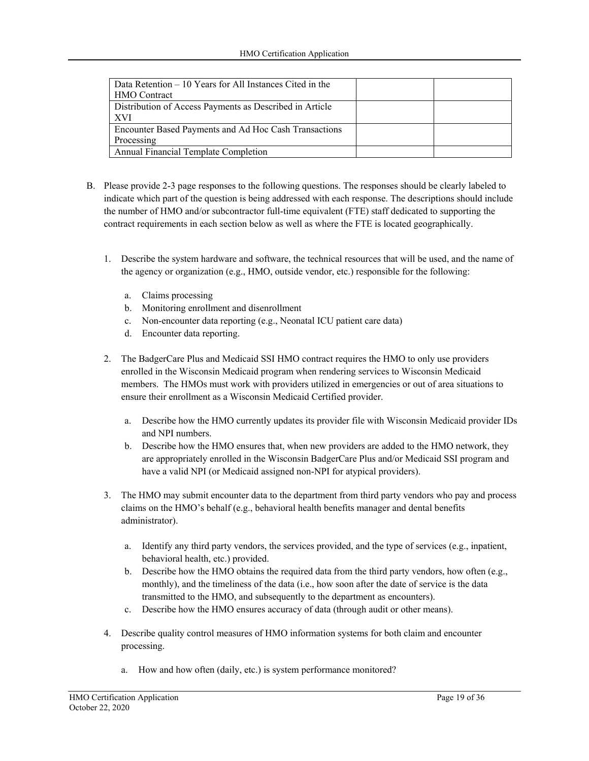| | | |
|---|---|---|
| Data Retention – 10 Years for All Instances Cited in the HMO Contract | | |
| Distribution of Access Payments as Described in Article XVI | | |
| Encounter Based Payments and Ad Hoc Cash Transactions Processing | | |
| Annual Financial Template Completion | | |

B. Please provide 2-3 page responses to the following questions. The responses should be clearly labeled to indicate which part of the question is being addressed with each response. The descriptions should include the number of HMO and/or subcontractor full-time equivalent (FTE) staff dedicated to supporting the contract requirements in each section below as well as where the FTE is located geographically.

1. Describe the system hardware and software, the technical resources that will be used, and the name of the agency or organization (e.g., HMO, outside vendor, etc.) responsible for the following:

    a. Claims processing
    b. Monitoring enrollment and disenrollment
    c. Non-encounter data reporting (e.g., Neonatal ICU patient care data)
    d. Encounter data reporting.

2. The BadgerCare Plus and Medicaid SSI HMO contract requires the HMO to only use providers enrolled in the Wisconsin Medicaid program when rendering services to Wisconsin Medicaid members. The HMOs must work with providers utilized in emergencies or out of area situations to ensure their enrollment as a Wisconsin Medicaid Certified provider.

    a. Describe how the HMO currently updates its provider file with Wisconsin Medicaid provider IDs and NPI numbers.
    b. Describe how the HMO ensures that, when new providers are added to the HMO network, they are appropriately enrolled in the Wisconsin BadgerCare Plus and/or Medicaid SSI program and have a valid NPI (or Medicaid assigned non-NPI for atypical providers).

3. The HMO may submit encounter data to the department from third party vendors who pay and process claims on the HMO's behalf (e.g., behavioral health benefits manager and dental benefits administrator).

    a. Identify any third party vendors, the services provided, and the type of services (e.g., inpatient, behavioral health, etc.) provided.
    b. Describe how the HMO obtains the required data from the third party vendors, how often (e.g., monthly), and the timeliness of the data (i.e., how soon after the date of service is the data transmitted to the HMO, and subsequently to the department as encounters).
    c. Describe how the HMO ensures accuracy of data (through audit or other means).

4. Describe quality control measures of HMO information systems for both claim and encounter processing.

    a. How and how often (daily, etc.) is system performance monitored?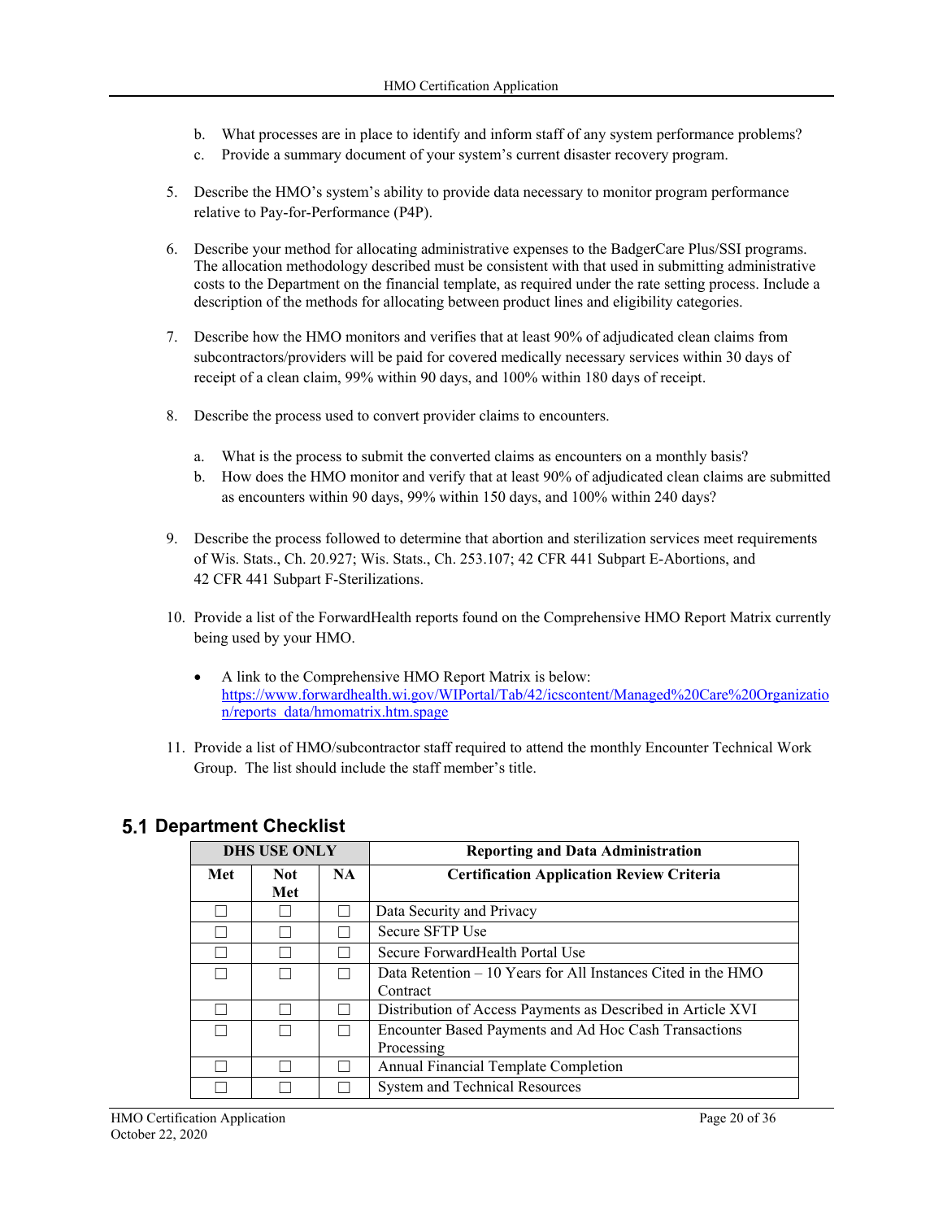b. What processes are in place to identify and inform staff of any system performance problems?
c. Provide a summary document of your system's current disaster recovery program.

5. Describe the HMO's system's ability to provide data necessary to monitor program performance relative to Pay-for-Performance (P4P).

6. Describe your method for allocating administrative expenses to the BadgerCare Plus/SSI programs. The allocation methodology described must be consistent with that used in submitting administrative costs to the Department on the financial template, as required under the rate setting process. Include a description of the methods for allocating between product lines and eligibility categories.

7. Describe how the HMO monitors and verifies that at least 90% of adjudicated clean claims from subcontractors/providers will be paid for covered medically necessary services within 30 days of receipt of a clean claim, 99% within 90 days, and 100% within 180 days of receipt.

8. Describe the process used to convert provider claims to encounters.

   a. What is the process to submit the converted claims as encounters on a monthly basis?
   b. How does the HMO monitor and verify that at least 90% of adjudicated clean claims are submitted as encounters within 90 days, 99% within 150 days, and 100% within 240 days?

9. Describe the process followed to determine that abortion and sterilization services meet requirements of Wis. Stats., Ch. 20.927; Wis. Stats., Ch. 253.107; 42 CFR 441 Subpart E-Abortions, and 42 CFR 441 Subpart F-Sterilizations.

10. Provide a list of the ForwardHealth reports found on the Comprehensive HMO Report Matrix currently being used by your HMO.

    - A link to the Comprehensive HMO Report Matrix is below: [https://www.forwardhealth.wi.gov/WIPortal/Tab/42/icscontent/Managed%20Care%20Organization/reports_data/hmomatrix.htm.spage](https://www.forwardhealth.wi.gov/WIPortal/Tab/42/icscontent/Managed%20Care%20Organization/reports_data/hmomatrix.htm.spage)

11. Provide a list of HMO/subcontractor staff required to attend the monthly Encounter Technical Work Group. The list should include the staff member's title.

## 5.1 Department Checklist

| DHS USE ONLY | | | Reporting and Data Administration |
|---|---|---|---|
| Met | Not Met | NA | Certification Application Review Criteria |
| ☐ | ☐ | ☐ | Data Security and Privacy |
| ☐ | ☐ | ☐ | Secure SFTP Use |
| ☐ | ☐ | ☐ | Secure ForwardHealth Portal Use |
| ☐ | ☐ | ☐ | Data Retention – 10 Years for All Instances Cited in the HMO Contract |
| ☐ | ☐ | ☐ | Distribution of Access Payments as Described in Article XVI |
| ☐ | ☐ | ☐ | Encounter Based Payments and Ad Hoc Cash Transactions Processing |
| ☐ | ☐ | ☐ | Annual Financial Template Completion |
| ☐ | ☐ | ☐ | System and Technical Resources |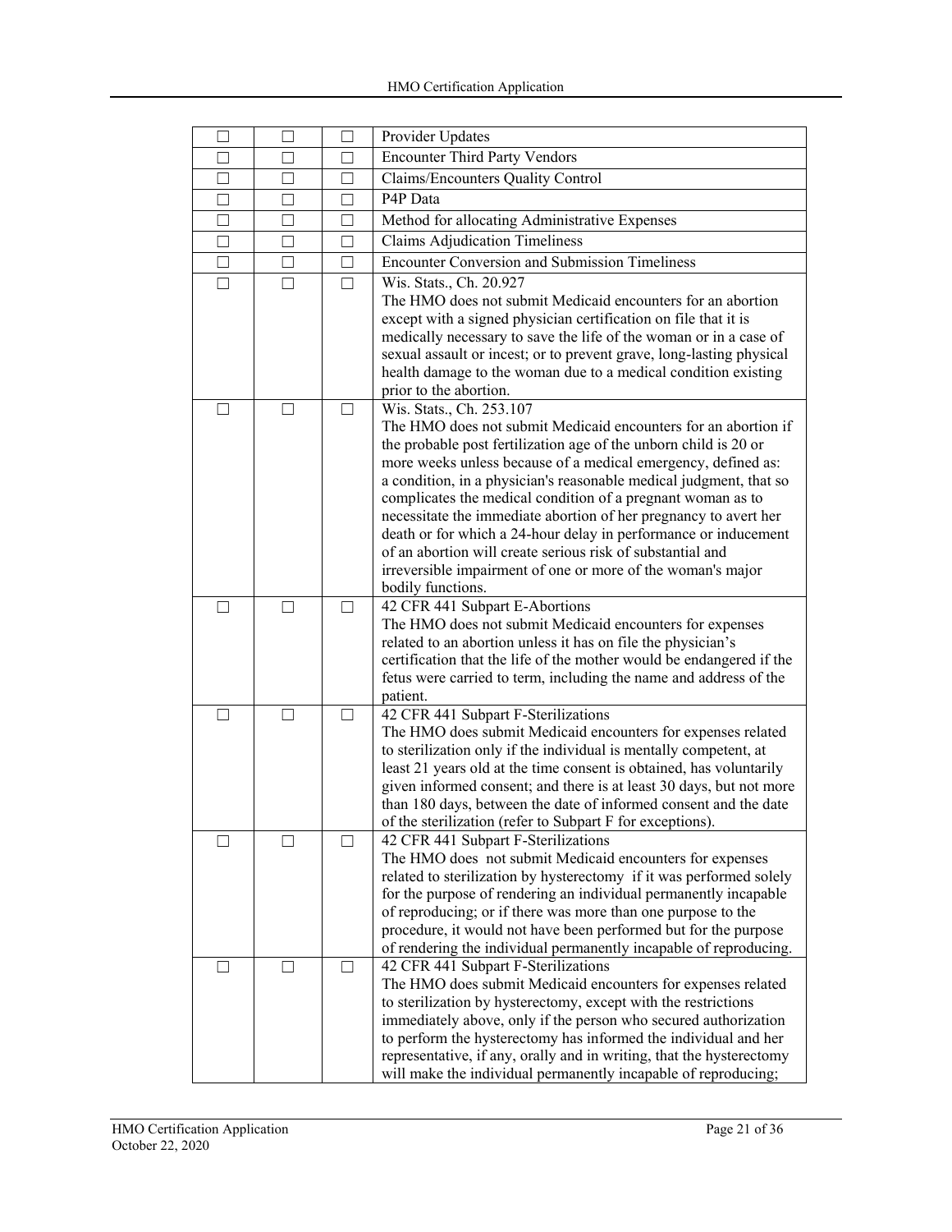| | | | |
|---|---|---|---|
| ☐ | ☐ | ☐ | Provider Updates |
| ☐ | ☐ | ☐ | Encounter Third Party Vendors |
| ☐ | ☐ | ☐ | Claims/Encounters Quality Control |
| ☐ | ☐ | ☐ | P4P Data |
| ☐ | ☐ | ☐ | Method for allocating Administrative Expenses |
| ☐ | ☐ | ☐ | Claims Adjudication Timeliness |
| ☐ | ☐ | ☐ | Encounter Conversion and Submission Timeliness |
| ☐ | ☐ | ☐ | Wis. Stats., Ch. 20.927<br>The HMO does not submit Medicaid encounters for an abortion except with a signed physician certification on file that it is medically necessary to save the life of the woman or in a case of sexual assault or incest; or to prevent grave, long-lasting physical health damage to the woman due to a medical condition existing prior to the abortion. |
| ☐ | ☐ | ☐ | Wis. Stats., Ch. 253.107<br>The HMO does not submit Medicaid encounters for an abortion if the probable post fertilization age of the unborn child is 20 or more weeks unless because of a medical emergency, defined as: a condition, in a physician's reasonable medical judgment, that so complicates the medical condition of a pregnant woman as to necessitate the immediate abortion of her pregnancy to avert her death or for which a 24-hour delay in performance or inducement of an abortion will create serious risk of substantial and irreversible impairment of one or more of the woman's major bodily functions. |
| ☐ | ☐ | ☐ | 42 CFR 441 Subpart E-Abortions<br>The HMO does not submit Medicaid encounters for expenses related to an abortion unless it has on file the physician's certification that the life of the mother would be endangered if the fetus were carried to term, including the name and address of the patient. |
| ☐ | ☐ | ☐ | 42 CFR 441 Subpart F-Sterilizations<br>The HMO does submit Medicaid encounters for expenses related to sterilization only if the individual is mentally competent, at least 21 years old at the time consent is obtained, has voluntarily given informed consent; and there is at least 30 days, but not more than 180 days, between the date of informed consent and the date of the sterilization (refer to Subpart F for exceptions). |
| ☐ | ☐ | ☐ | 42 CFR 441 Subpart F-Sterilizations<br>The HMO does not submit Medicaid encounters for expenses related to sterilization by hysterectomy if it was performed solely for the purpose of rendering an individual permanently incapable of reproducing; or if there was more than one purpose to the procedure, it would not have been performed but for the purpose of rendering the individual permanently incapable of reproducing. |
| ☐ | ☐ | ☐ | 42 CFR 441 Subpart F-Sterilizations<br>The HMO does submit Medicaid encounters for expenses related to sterilization by hysterectomy, except with the restrictions immediately above, only if the person who secured authorization to perform the hysterectomy has informed the individual and her representative, if any, orally and in writing, that the hysterectomy will make the individual permanently incapable of reproducing; |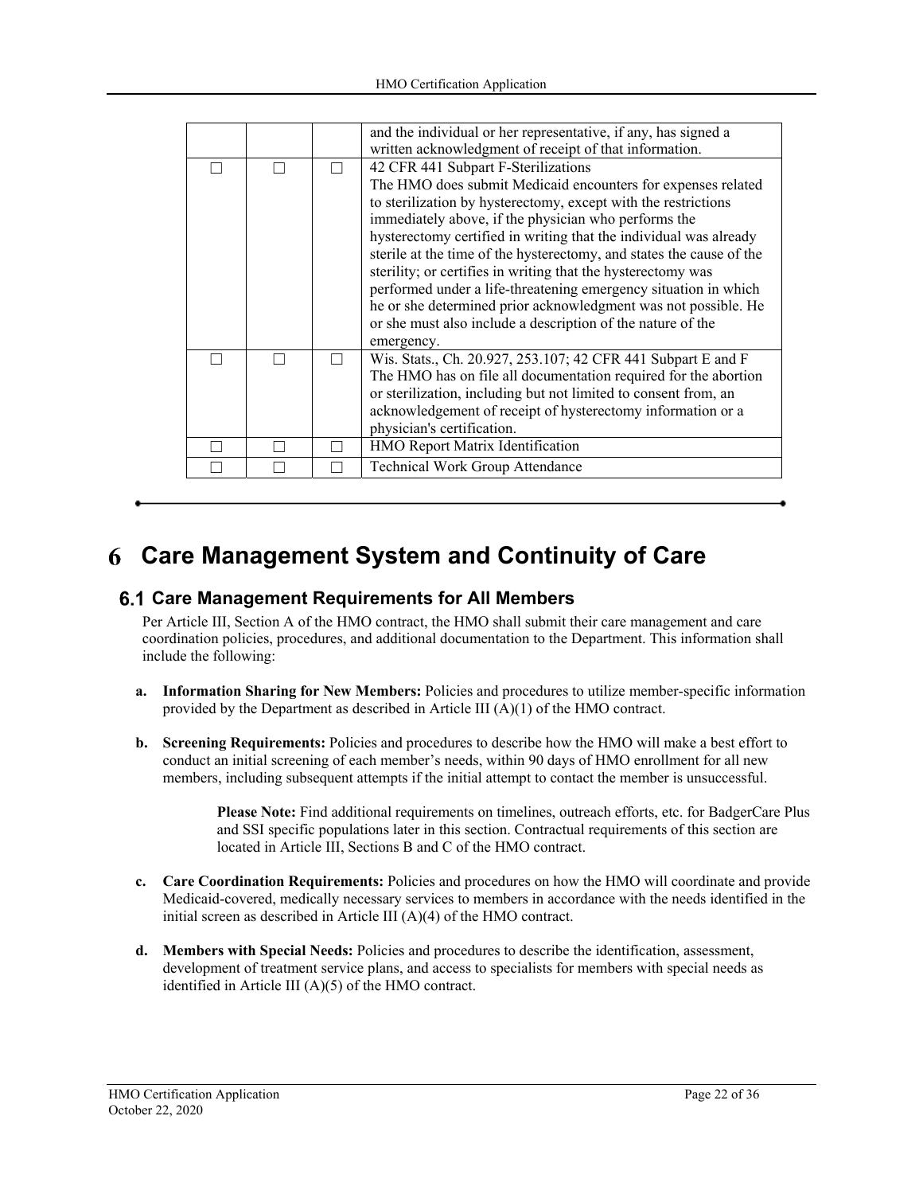| | | | |
|---|---|---|---|
| | | | and the individual or her representative, if any, has signed a written acknowledgment of receipt of that information. |
| ☐ | ☐ | ☐ | 42 CFR 441 Subpart F-Sterilizations<br>The HMO does submit Medicaid encounters for expenses related to sterilization by hysterectomy, except with the restrictions immediately above, if the physician who performs the hysterectomy certified in writing that the individual was already sterile at the time of the hysterectomy, and states the cause of the sterility; or certifies in writing that the hysterectomy was performed under a life-threatening emergency situation in which he or she determined prior acknowledgment was not possible. He or she must also include a description of the nature of the emergency. |
| ☐ | ☐ | ☐ | Wis. Stats., Ch. 20.927, 253.107; 42 CFR 441 Subpart E and F<br>The HMO has on file all documentation required for the abortion or sterilization, including but not limited to consent from, an acknowledgement of receipt of hysterectomy information or a physician's certification. |
| ☐ | ☐ | ☐ | HMO Report Matrix Identification |
| ☐ | ☐ | ☐ | Technical Work Group Attendance |

# 6 Care Management System and Continuity of Care

## 6.1 Care Management Requirements for All Members

Per Article III, Section A of the HMO contract, the HMO shall submit their care management and care coordination policies, procedures, and additional documentation to the Department. This information shall include the following:

**a. Information Sharing for New Members:** Policies and procedures to utilize member-specific information provided by the Department as described in Article III (A)(1) of the HMO contract.

**b. Screening Requirements:** Policies and procedures to describe how the HMO will make a best effort to conduct an initial screening of each member's needs, within 90 days of HMO enrollment for all new members, including subsequent attempts if the initial attempt to contact the member is unsuccessful.

> **Please Note:** Find additional requirements on timelines, outreach efforts, etc. for BadgerCare Plus and SSI specific populations later in this section. Contractual requirements of this section are located in Article III, Sections B and C of the HMO contract.

**c. Care Coordination Requirements:** Policies and procedures on how the HMO will coordinate and provide Medicaid-covered, medically necessary services to members in accordance with the needs identified in the initial screen as described in Article III (A)(4) of the HMO contract.

**d. Members with Special Needs:** Policies and procedures to describe the identification, assessment, development of treatment service plans, and access to specialists for members with special needs as identified in Article III (A)(5) of the HMO contract.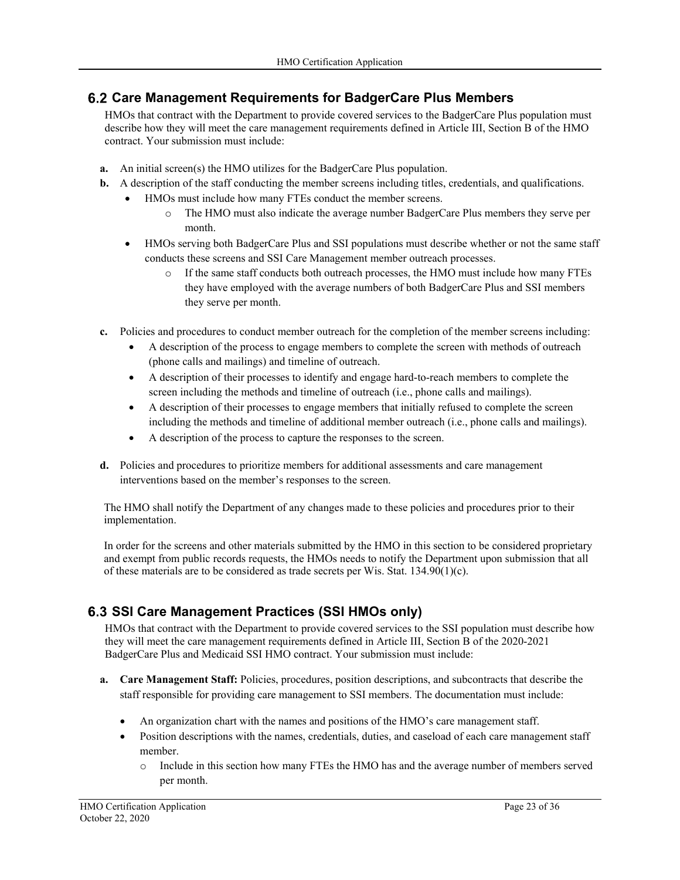## 6.2 Care Management Requirements for BadgerCare Plus Members

HMOs that contract with the Department to provide covered services to the BadgerCare Plus population must describe how they will meet the care management requirements defined in Article III, Section B of the HMO contract. Your submission must include:

**a.** An initial screen(s) the HMO utilizes for the BadgerCare Plus population.

**b.** A description of the staff conducting the member screens including titles, credentials, and qualifications.

- HMOs must include how many FTEs conduct the member screens.
  - The HMO must also indicate the average number BadgerCare Plus members they serve per month.
- HMOs serving both BadgerCare Plus and SSI populations must describe whether or not the same staff conducts these screens and SSI Care Management member outreach processes.
  - If the same staff conducts both outreach processes, the HMO must include how many FTEs they have employed with the average numbers of both BadgerCare Plus and SSI members they serve per month.

**c.** Policies and procedures to conduct member outreach for the completion of the member screens including:

- A description of the process to engage members to complete the screen with methods of outreach (phone calls and mailings) and timeline of outreach.
- A description of their processes to identify and engage hard-to-reach members to complete the screen including the methods and timeline of outreach (i.e., phone calls and mailings).
- A description of their processes to engage members that initially refused to complete the screen including the methods and timeline of additional member outreach (i.e., phone calls and mailings).
- A description of the process to capture the responses to the screen.

**d.** Policies and procedures to prioritize members for additional assessments and care management interventions based on the member's responses to the screen.

The HMO shall notify the Department of any changes made to these policies and procedures prior to their implementation.

In order for the screens and other materials submitted by the HMO in this section to be considered proprietary and exempt from public records requests, the HMOs needs to notify the Department upon submission that all of these materials are to be considered as trade secrets per Wis. Stat. 134.90(1)(c).

## 6.3 SSI Care Management Practices (SSI HMOs only)

HMOs that contract with the Department to provide covered services to the SSI population must describe how they will meet the care management requirements defined in Article III, Section B of the 2020-2021 BadgerCare Plus and Medicaid SSI HMO contract. Your submission must include:

**a.** **Care Management Staff:** Policies, procedures, position descriptions, and subcontracts that describe the staff responsible for providing care management to SSI members. The documentation must include:

- An organization chart with the names and positions of the HMO's care management staff.
- Position descriptions with the names, credentials, duties, and caseload of each care management staff member.
  - Include in this section how many FTEs the HMO has and the average number of members served per month.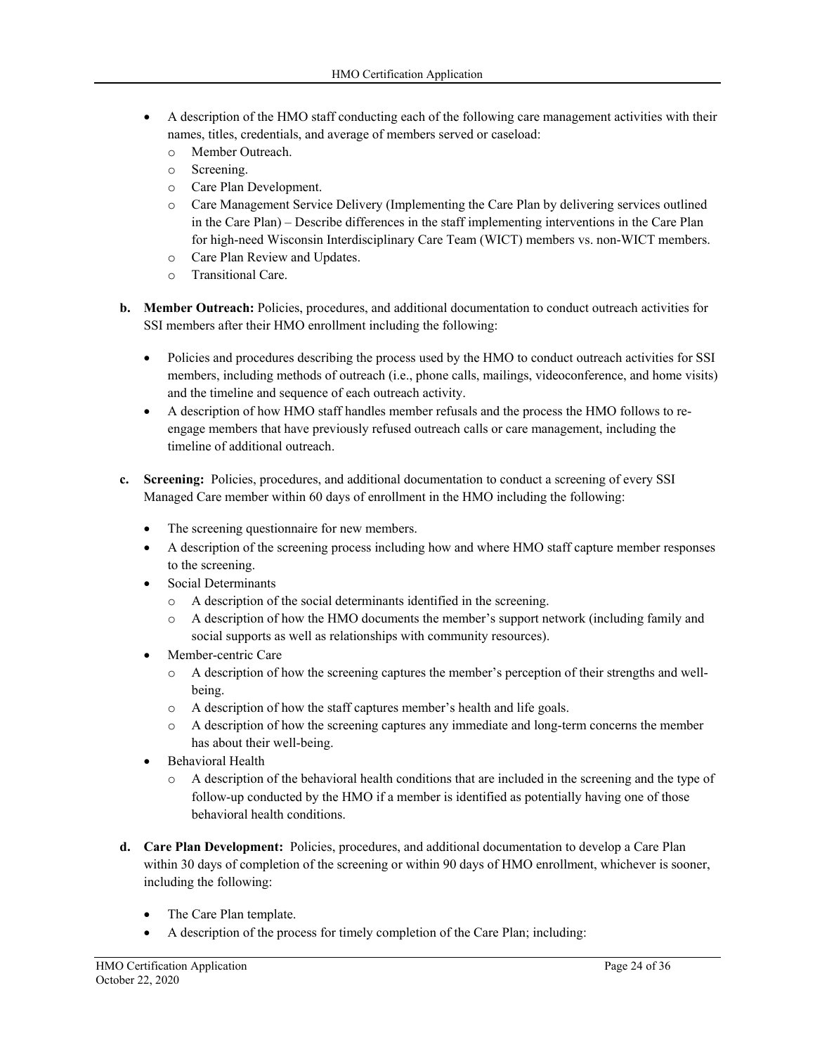- A description of the HMO staff conducting each of the following care management activities with their names, titles, credentials, and average of members served or caseload:
  - Member Outreach.
  - Screening.
  - Care Plan Development.
  - Care Management Service Delivery (Implementing the Care Plan by delivering services outlined in the Care Plan) – Describe differences in the staff implementing interventions in the Care Plan for high-need Wisconsin Interdisciplinary Care Team (WICT) members vs. non-WICT members.
  - Care Plan Review and Updates.
  - Transitional Care.

**b. Member Outreach:** Policies, procedures, and additional documentation to conduct outreach activities for SSI members after their HMO enrollment including the following:

- Policies and procedures describing the process used by the HMO to conduct outreach activities for SSI members, including methods of outreach (i.e., phone calls, mailings, videoconference, and home visits) and the timeline and sequence of each outreach activity.
- A description of how HMO staff handles member refusals and the process the HMO follows to re-engage members that have previously refused outreach calls or care management, including the timeline of additional outreach.

**c. Screening:** Policies, procedures, and additional documentation to conduct a screening of every SSI Managed Care member within 60 days of enrollment in the HMO including the following:

- The screening questionnaire for new members.
- A description of the screening process including how and where HMO staff capture member responses to the screening.
- Social Determinants
  - A description of the social determinants identified in the screening.
  - A description of how the HMO documents the member's support network (including family and social supports as well as relationships with community resources).
- Member-centric Care
  - A description of how the screening captures the member's perception of their strengths and well-being.
  - A description of how the staff captures member's health and life goals.
  - A description of how the screening captures any immediate and long-term concerns the member has about their well-being.
- Behavioral Health
  - A description of the behavioral health conditions that are included in the screening and the type of follow-up conducted by the HMO if a member is identified as potentially having one of those behavioral health conditions.

**d. Care Plan Development:** Policies, procedures, and additional documentation to develop a Care Plan within 30 days of completion of the screening or within 90 days of HMO enrollment, whichever is sooner, including the following:

- The Care Plan template.
- A description of the process for timely completion of the Care Plan; including: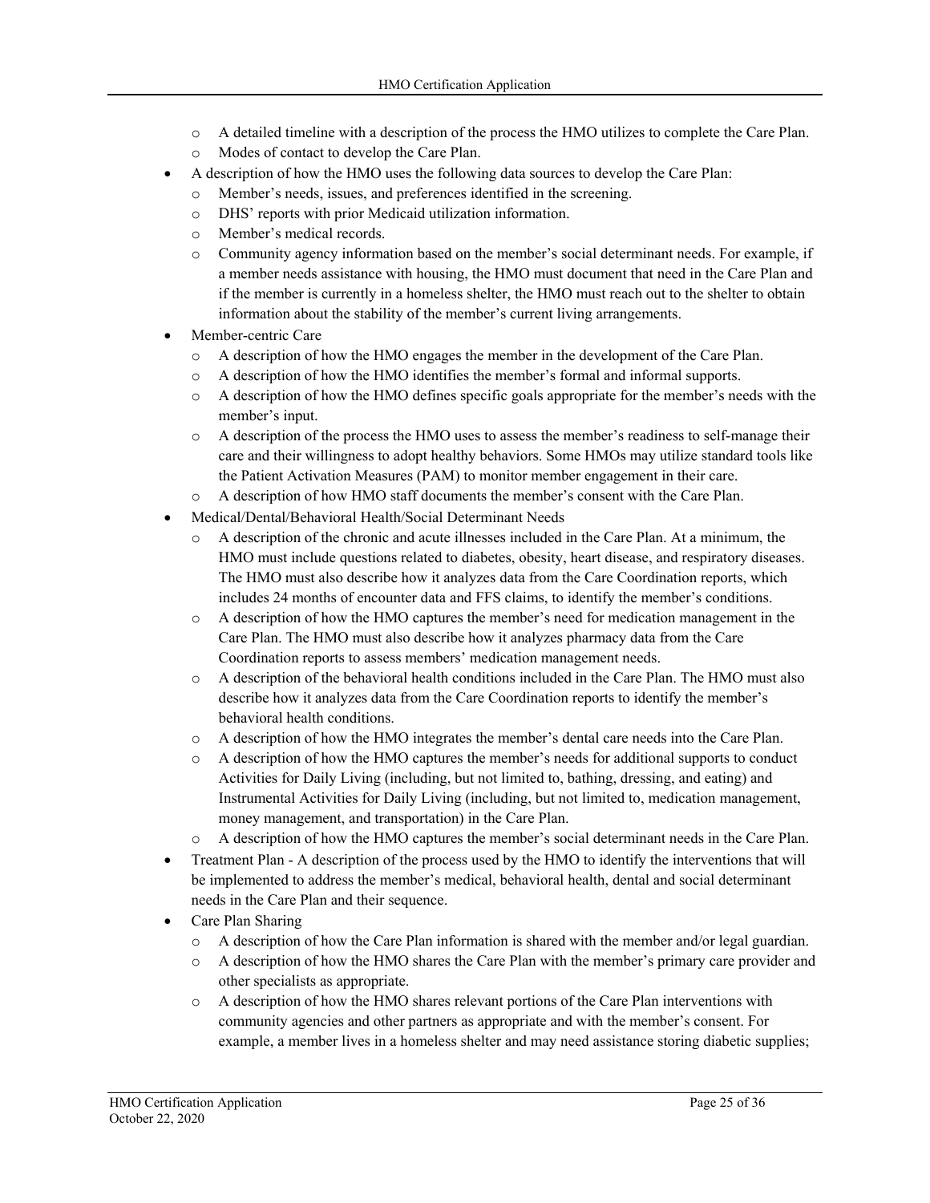- A detailed timeline with a description of the process the HMO utilizes to complete the Care Plan.
  - Modes of contact to develop the Care Plan.
- A description of how the HMO uses the following data sources to develop the Care Plan:
  - Member's needs, issues, and preferences identified in the screening.
  - DHS' reports with prior Medicaid utilization information.
  - Member's medical records.
  - Community agency information based on the member's social determinant needs. For example, if a member needs assistance with housing, the HMO must document that need in the Care Plan and if the member is currently in a homeless shelter, the HMO must reach out to the shelter to obtain information about the stability of the member's current living arrangements.
- Member-centric Care
  - A description of how the HMO engages the member in the development of the Care Plan.
  - A description of how the HMO identifies the member's formal and informal supports.
  - A description of how the HMO defines specific goals appropriate for the member's needs with the member's input.
  - A description of the process the HMO uses to assess the member's readiness to self-manage their care and their willingness to adopt healthy behaviors. Some HMOs may utilize standard tools like the Patient Activation Measures (PAM) to monitor member engagement in their care.
  - A description of how HMO staff documents the member's consent with the Care Plan.
- Medical/Dental/Behavioral Health/Social Determinant Needs
  - A description of the chronic and acute illnesses included in the Care Plan. At a minimum, the HMO must include questions related to diabetes, obesity, heart disease, and respiratory diseases. The HMO must also describe how it analyzes data from the Care Coordination reports, which includes 24 months of encounter data and FFS claims, to identify the member's conditions.
  - A description of how the HMO captures the member's need for medication management in the Care Plan. The HMO must also describe how it analyzes pharmacy data from the Care Coordination reports to assess members' medication management needs.
  - A description of the behavioral health conditions included in the Care Plan. The HMO must also describe how it analyzes data from the Care Coordination reports to identify the member's behavioral health conditions.
  - A description of how the HMO integrates the member's dental care needs into the Care Plan.
  - A description of how the HMO captures the member's needs for additional supports to conduct Activities for Daily Living (including, but not limited to, bathing, dressing, and eating) and Instrumental Activities for Daily Living (including, but not limited to, medication management, money management, and transportation) in the Care Plan.
  - A description of how the HMO captures the member's social determinant needs in the Care Plan.
- Treatment Plan - A description of the process used by the HMO to identify the interventions that will be implemented to address the member's medical, behavioral health, dental and social determinant needs in the Care Plan and their sequence.
- Care Plan Sharing
  - A description of how the Care Plan information is shared with the member and/or legal guardian.
  - A description of how the HMO shares the Care Plan with the member's primary care provider and other specialists as appropriate.
  - A description of how the HMO shares relevant portions of the Care Plan interventions with community agencies and other partners as appropriate and with the member's consent. For example, a member lives in a homeless shelter and may need assistance storing diabetic supplies;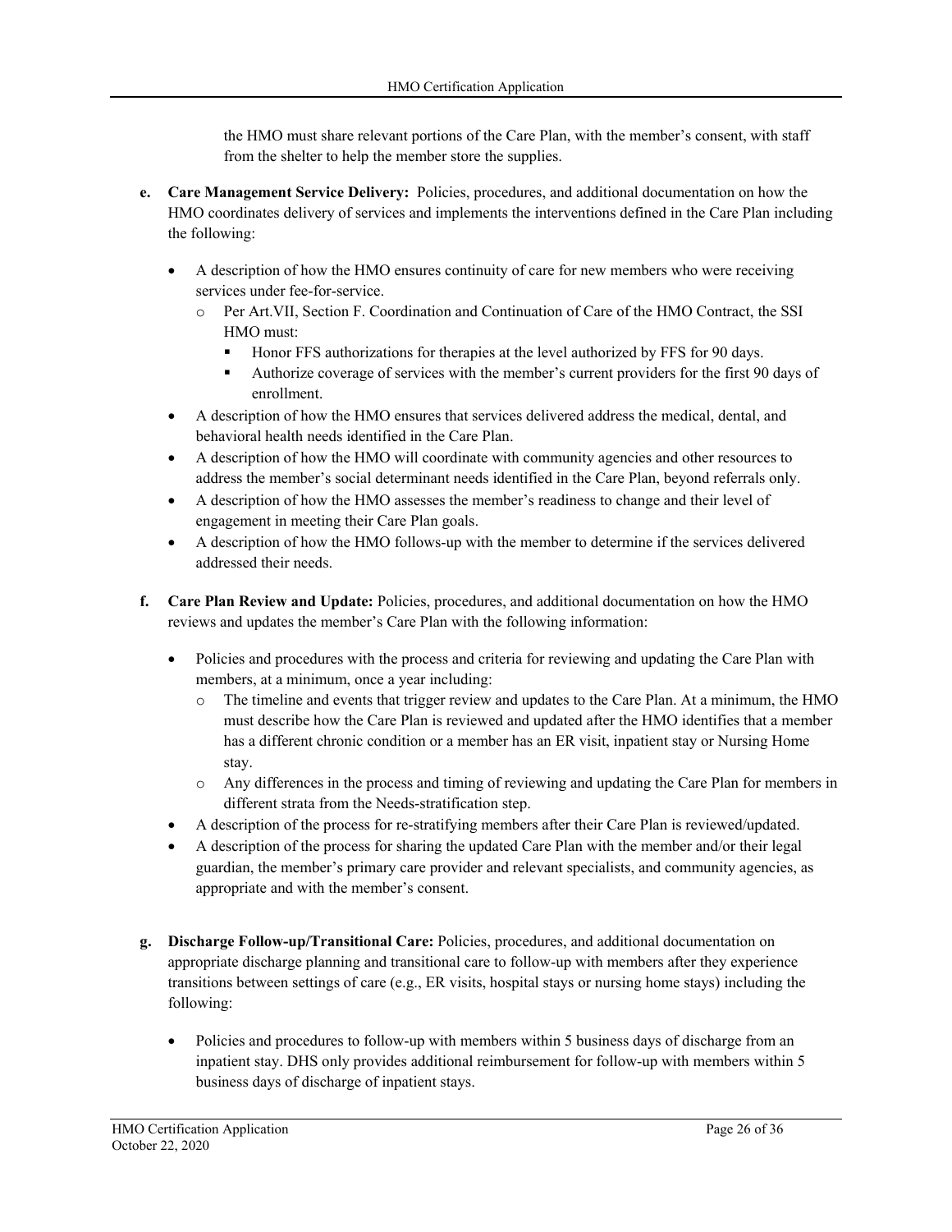the HMO must share relevant portions of the Care Plan, with the member's consent, with staff from the shelter to help the member store the supplies.

**e. Care Management Service Delivery:** Policies, procedures, and additional documentation on how the HMO coordinates delivery of services and implements the interventions defined in the Care Plan including the following:

- A description of how the HMO ensures continuity of care for new members who were receiving services under fee-for-service.
  - Per Art.VII, Section F. Coordination and Continuation of Care of the HMO Contract, the SSI HMO must:
    - Honor FFS authorizations for therapies at the level authorized by FFS for 90 days.
    - Authorize coverage of services with the member's current providers for the first 90 days of enrollment.
- A description of how the HMO ensures that services delivered address the medical, dental, and behavioral health needs identified in the Care Plan.
- A description of how the HMO will coordinate with community agencies and other resources to address the member's social determinant needs identified in the Care Plan, beyond referrals only.
- A description of how the HMO assesses the member's readiness to change and their level of engagement in meeting their Care Plan goals.
- A description of how the HMO follows-up with the member to determine if the services delivered addressed their needs.

**f. Care Plan Review and Update:** Policies, procedures, and additional documentation on how the HMO reviews and updates the member's Care Plan with the following information:

- Policies and procedures with the process and criteria for reviewing and updating the Care Plan with members, at a minimum, once a year including:
  - The timeline and events that trigger review and updates to the Care Plan. At a minimum, the HMO must describe how the Care Plan is reviewed and updated after the HMO identifies that a member has a different chronic condition or a member has an ER visit, inpatient stay or Nursing Home stay.
  - Any differences in the process and timing of reviewing and updating the Care Plan for members in different strata from the Needs-stratification step.
- A description of the process for re-stratifying members after their Care Plan is reviewed/updated.
- A description of the process for sharing the updated Care Plan with the member and/or their legal guardian, the member's primary care provider and relevant specialists, and community agencies, as appropriate and with the member's consent.

**g. Discharge Follow-up/Transitional Care:** Policies, procedures, and additional documentation on appropriate discharge planning and transitional care to follow-up with members after they experience transitions between settings of care (e.g., ER visits, hospital stays or nursing home stays) including the following:

- Policies and procedures to follow-up with members within 5 business days of discharge from an inpatient stay. DHS only provides additional reimbursement for follow-up with members within 5 business days of discharge of inpatient stays.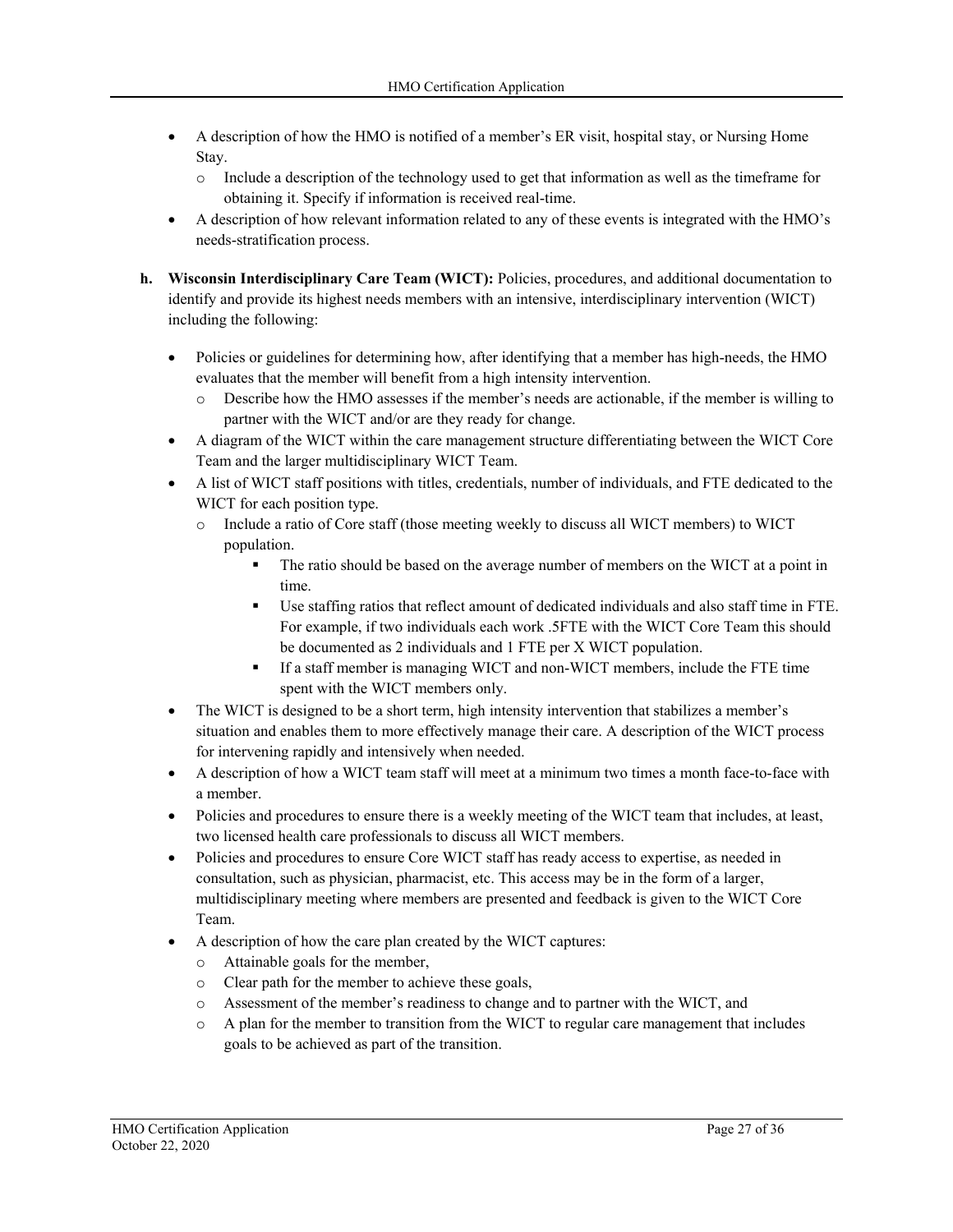- A description of how the HMO is notified of a member's ER visit, hospital stay, or Nursing Home Stay.
  - Include a description of the technology used to get that information as well as the timeframe for obtaining it. Specify if information is received real-time.
- A description of how relevant information related to any of these events is integrated with the HMO's needs-stratification process.

**h. Wisconsin Interdisciplinary Care Team (WICT):** Policies, procedures, and additional documentation to identify and provide its highest needs members with an intensive, interdisciplinary intervention (WICT) including the following:

- Policies or guidelines for determining how, after identifying that a member has high-needs, the HMO evaluates that the member will benefit from a high intensity intervention.
  - Describe how the HMO assesses if the member's needs are actionable, if the member is willing to partner with the WICT and/or are they ready for change.
- A diagram of the WICT within the care management structure differentiating between the WICT Core Team and the larger multidisciplinary WICT Team.
- A list of WICT staff positions with titles, credentials, number of individuals, and FTE dedicated to the WICT for each position type.
  - Include a ratio of Core staff (those meeting weekly to discuss all WICT members) to WICT population.
    - The ratio should be based on the average number of members on the WICT at a point in time.
    - Use staffing ratios that reflect amount of dedicated individuals and also staff time in FTE. For example, if two individuals each work .5FTE with the WICT Core Team this should be documented as 2 individuals and 1 FTE per X WICT population.
    - If a staff member is managing WICT and non-WICT members, include the FTE time spent with the WICT members only.
- The WICT is designed to be a short term, high intensity intervention that stabilizes a member's situation and enables them to more effectively manage their care. A description of the WICT process for intervening rapidly and intensively when needed.
- A description of how a WICT team staff will meet at a minimum two times a month face-to-face with a member.
- Policies and procedures to ensure there is a weekly meeting of the WICT team that includes, at least, two licensed health care professionals to discuss all WICT members.
- Policies and procedures to ensure Core WICT staff has ready access to expertise, as needed in consultation, such as physician, pharmacist, etc. This access may be in the form of a larger, multidisciplinary meeting where members are presented and feedback is given to the WICT Core Team.
- A description of how the care plan created by the WICT captures:
  - Attainable goals for the member,
  - Clear path for the member to achieve these goals,
  - Assessment of the member's readiness to change and to partner with the WICT, and
  - A plan for the member to transition from the WICT to regular care management that includes goals to be achieved as part of the transition.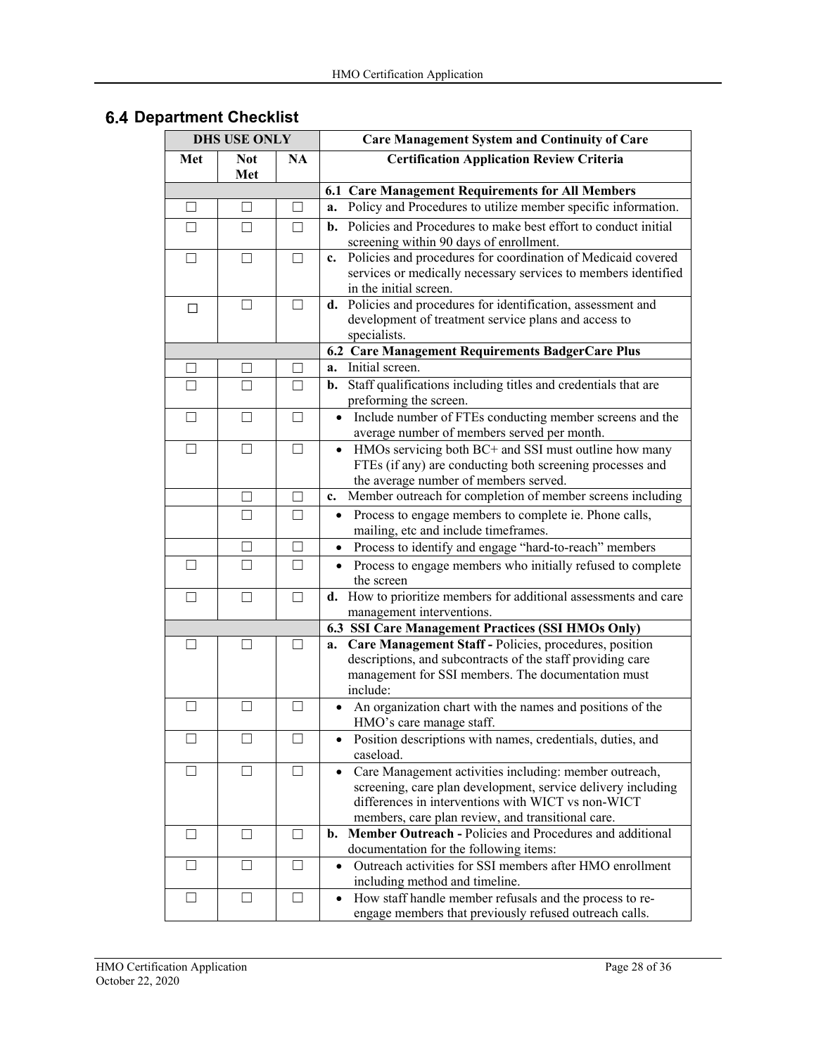## 6.4 Department Checklist

| DHS USE ONLY | | | Care Management System and Continuity of Care |
|---|---|---|---|
| Met | Not Met | NA | Certification Application Review Criteria |
| | | | **6.1 Care Management Requirements for All Members** |
| ☐ | ☐ | ☐ | **a.** Policy and Procedures to utilize member specific information. |
| ☐ | ☐ | ☐ | **b.** Policies and Procedures to make best effort to conduct initial screening within 90 days of enrollment. |
| ☐ | ☐ | ☐ | **c.** Policies and procedures for coordination of Medicaid covered services or medically necessary services to members identified in the initial screen. |
| ☐ | ☐ | ☐ | **d.** Policies and procedures for identification, assessment and development of treatment service plans and access to specialists. |
| | | | **6.2 Care Management Requirements BadgerCare Plus** |
| ☐ | ☐ | ☐ | **a.** Initial screen. |
| ☐ | ☐ | ☐ | **b.** Staff qualifications including titles and credentials that are preforming the screen. |
| ☐ | ☐ | ☐ | • Include number of FTEs conducting member screens and the average number of members served per month. |
| ☐ | ☐ | ☐ | • HMOs servicing both BC+ and SSI must outline how many FTEs (if any) are conducting both screening processes and the average number of members served. |
| | ☐ | ☐ | **c.** Member outreach for completion of member screens including |
| | ☐ | ☐ | • Process to engage members to complete ie. Phone calls, mailing, etc and include timeframes. |
| | ☐ | ☐ | • Process to identify and engage "hard-to-reach" members |
| ☐ | ☐ | ☐ | • Process to engage members who initially refused to complete the screen |
| ☐ | ☐ | ☐ | **d.** How to prioritize members for additional assessments and care management interventions. |
| | | | **6.3 SSI Care Management Practices (SSI HMOs Only)** |
| ☐ | ☐ | ☐ | **a. Care Management Staff -** Policies, procedures, position descriptions, and subcontracts of the staff providing care management for SSI members. The documentation must include: |
| ☐ | ☐ | ☐ | • An organization chart with the names and positions of the HMO's care manage staff. |
| ☐ | ☐ | ☐ | • Position descriptions with names, credentials, duties, and caseload. |
| ☐ | ☐ | ☐ | • Care Management activities including: member outreach, screening, care plan development, service delivery including differences in interventions with WICT vs non-WICT members, care plan review, and transitional care. |
| ☐ | ☐ | ☐ | **b. Member Outreach -** Policies and Procedures and additional documentation for the following items: |
| ☐ | ☐ | ☐ | • Outreach activities for SSI members after HMO enrollment including method and timeline. |
| ☐ | ☐ | ☐ | • How staff handle member refusals and the process to re-engage members that previously refused outreach calls. |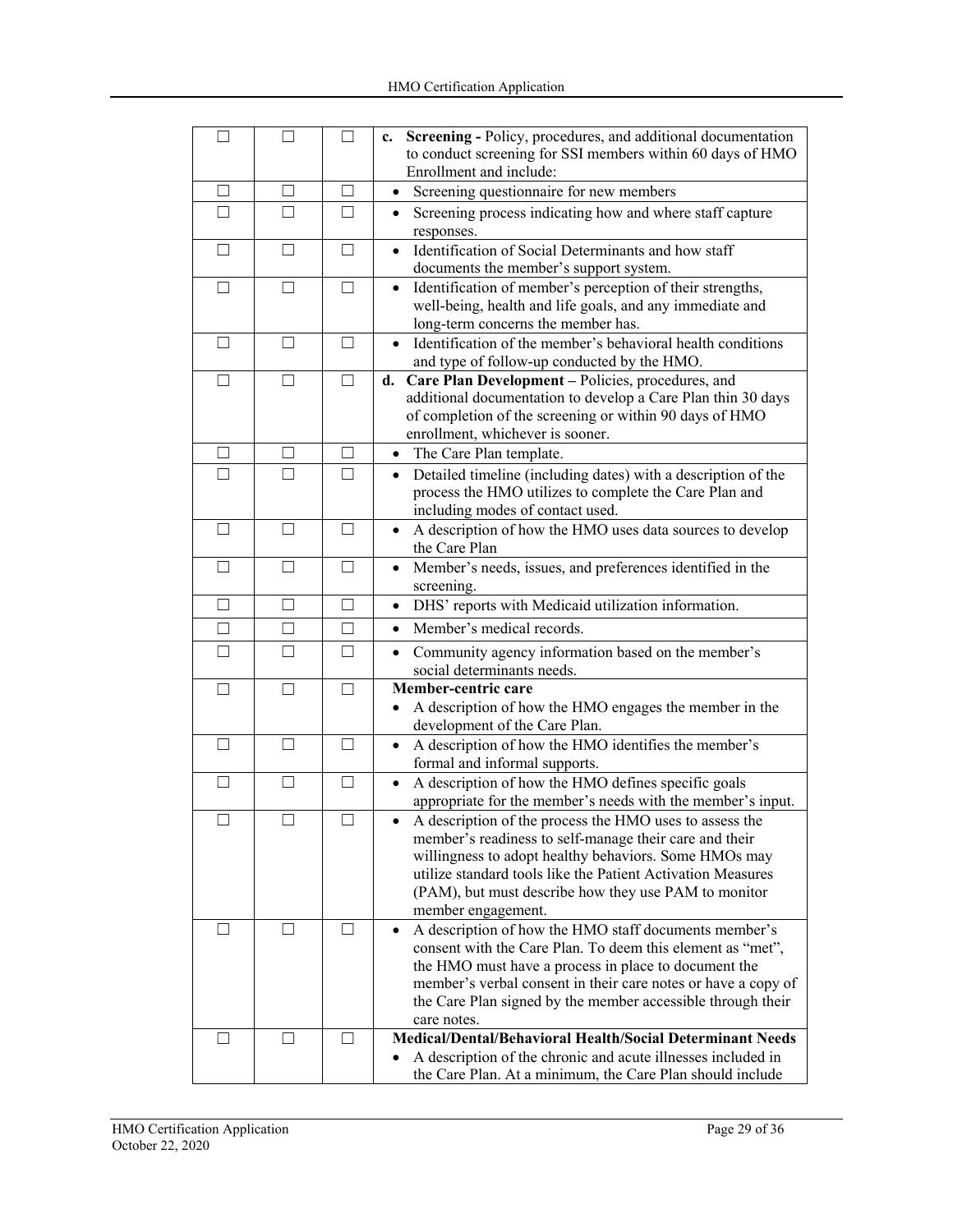| ☐ | ☐ | ☐ | **c. Screening -** Policy, procedures, and additional documentation to conduct screening for SSI members within 60 days of HMO Enrollment and include: |
|---|---|---|---|
| ☐ | ☐ | ☐ | • Screening questionnaire for new members |
| ☐ | ☐ | ☐ | • Screening process indicating how and where staff capture responses. |
| ☐ | ☐ | ☐ | • Identification of Social Determinants and how staff documents the member's support system. |
| ☐ | ☐ | ☐ | • Identification of member's perception of their strengths, well-being, health and life goals, and any immediate and long-term concerns the member has. |
| ☐ | ☐ | ☐ | • Identification of the member's behavioral health conditions and type of follow-up conducted by the HMO. |
| ☐ | ☐ | ☐ | **d. Care Plan Development –** Policies, procedures, and additional documentation to develop a Care Plan thin 30 days of completion of the screening or within 90 days of HMO enrollment, whichever is sooner. |
| ☐ | ☐ | ☐ | • The Care Plan template. |
| ☐ | ☐ | ☐ | • Detailed timeline (including dates) with a description of the process the HMO utilizes to complete the Care Plan and including modes of contact used. |
| ☐ | ☐ | ☐ | • A description of how the HMO uses data sources to develop the Care Plan |
| ☐ | ☐ | ☐ | • Member's needs, issues, and preferences identified in the screening. |
| ☐ | ☐ | ☐ | • DHS' reports with Medicaid utilization information. |
| ☐ | ☐ | ☐ | • Member's medical records. |
| ☐ | ☐ | ☐ | • Community agency information based on the member's social determinants needs. |
| ☐ | ☐ | ☐ | **Member-centric care** <br> • A description of how the HMO engages the member in the development of the Care Plan. |
| ☐ | ☐ | ☐ | • A description of how the HMO identifies the member's formal and informal supports. |
| ☐ | ☐ | ☐ | • A description of how the HMO defines specific goals appropriate for the member's needs with the member's input. |
| ☐ | ☐ | ☐ | • A description of the process the HMO uses to assess the member's readiness to self-manage their care and their willingness to adopt healthy behaviors. Some HMOs may utilize standard tools like the Patient Activation Measures (PAM), but must describe how they use PAM to monitor member engagement. |
| ☐ | ☐ | ☐ | • A description of how the HMO staff documents member's consent with the Care Plan. To deem this element as "met", the HMO must have a process in place to document the member's verbal consent in their care notes or have a copy of the Care Plan signed by the member accessible through their care notes. |
| ☐ | ☐ | ☐ | **Medical/Dental/Behavioral Health/Social Determinant Needs** <br> • A description of the chronic and acute illnesses included in the Care Plan. At a minimum, the Care Plan should include |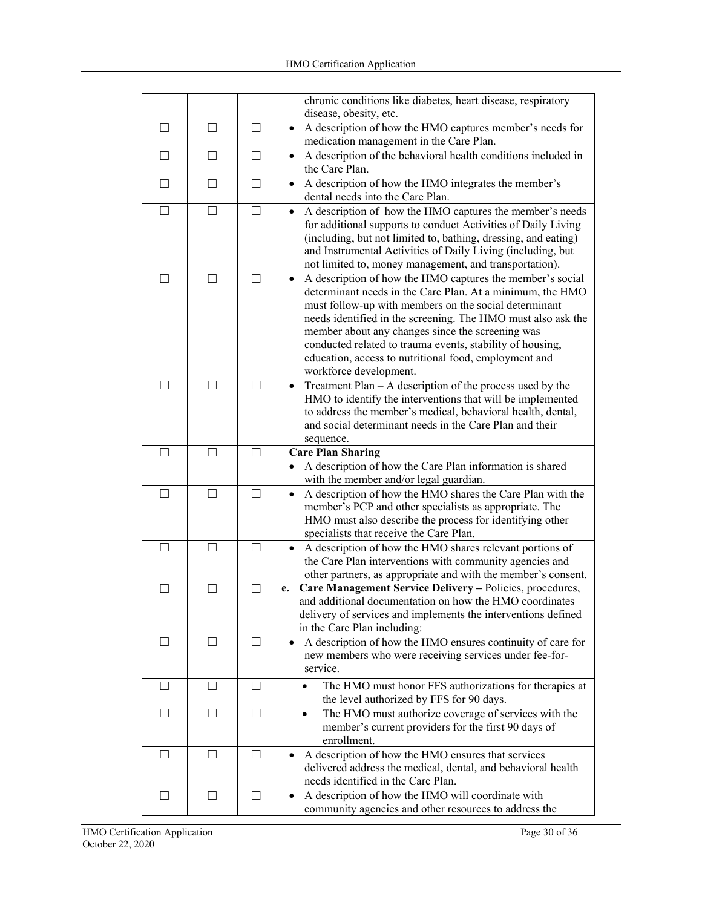| | | | |
|---|---|---|---|
| | | | chronic conditions like diabetes, heart disease, respiratory disease, obesity, etc. |
| ☐ | ☐ | ☐ | • A description of how the HMO captures member's needs for medication management in the Care Plan. |
| ☐ | ☐ | ☐ | • A description of the behavioral health conditions included in the Care Plan. |
| ☐ | ☐ | ☐ | • A description of how the HMO integrates the member's dental needs into the Care Plan. |
| ☐ | ☐ | ☐ | • A description of how the HMO captures the member's needs for additional supports to conduct Activities of Daily Living (including, but not limited to, bathing, dressing, and eating) and Instrumental Activities of Daily Living (including, but not limited to, money management, and transportation). |
| ☐ | ☐ | ☐ | • A description of how the HMO captures the member's social determinant needs in the Care Plan. At a minimum, the HMO must follow-up with members on the social determinant needs identified in the screening. The HMO must also ask the member about any changes since the screening was conducted related to trauma events, stability of housing, education, access to nutritional food, employment and workforce development. |
| ☐ | ☐ | ☐ | • Treatment Plan – A description of the process used by the HMO to identify the interventions that will be implemented to address the member's medical, behavioral health, dental, and social determinant needs in the Care Plan and their sequence. |
| ☐ | ☐ | ☐ | **Care Plan Sharing**<br>• A description of how the Care Plan information is shared with the member and/or legal guardian. |
| ☐ | ☐ | ☐ | • A description of how the HMO shares the Care Plan with the member's PCP and other specialists as appropriate. The HMO must also describe the process for identifying other specialists that receive the Care Plan. |
| ☐ | ☐ | ☐ | • A description of how the HMO shares relevant portions of the Care Plan interventions with community agencies and other partners, as appropriate and with the member's consent. |
| ☐ | ☐ | ☐ | e. **Care Management Service Delivery –** Policies, procedures, and additional documentation on how the HMO coordinates delivery of services and implements the interventions defined in the Care Plan including: |
| ☐ | ☐ | ☐ | • A description of how the HMO ensures continuity of care for new members who were receiving services under fee-for-service. |
| ☐ | ☐ | ☐ | &nbsp;&nbsp;&nbsp;&nbsp;• The HMO must honor FFS authorizations for therapies at the level authorized by FFS for 90 days. |
| ☐ | ☐ | ☐ | &nbsp;&nbsp;&nbsp;&nbsp;• The HMO must authorize coverage of services with the member's current providers for the first 90 days of enrollment. |
| ☐ | ☐ | ☐ | • A description of how the HMO ensures that services delivered address the medical, dental, and behavioral health needs identified in the Care Plan. |
| ☐ | ☐ | ☐ | • A description of how the HMO will coordinate with community agencies and other resources to address the |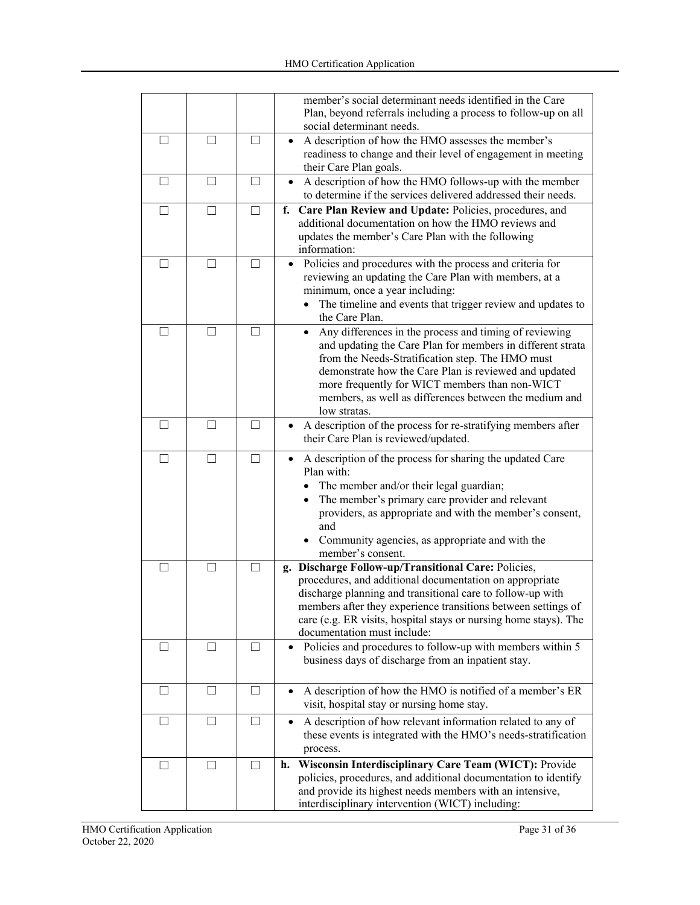| | | | |
|---|---|---|---|
| | | | member's social determinant needs identified in the Care Plan, beyond referrals including a process to follow-up on all social determinant needs. |
| ☐ | ☐ | ☐ | • A description of how the HMO assesses the member's readiness to change and their level of engagement in meeting their Care Plan goals. |
| ☐ | ☐ | ☐ | • A description of how the HMO follows-up with the member to determine if the services delivered addressed their needs. |
| ☐ | ☐ | ☐ | **f. Care Plan Review and Update:** Policies, procedures, and additional documentation on how the HMO reviews and updates the member's Care Plan with the following information: |
| ☐ | ☐ | ☐ | • Policies and procedures with the process and criteria for reviewing an updating the Care Plan with members, at a minimum, once a year including: <br> • The timeline and events that trigger review and updates to the Care Plan. |
| ☐ | ☐ | ☐ | • Any differences in the process and timing of reviewing and updating the Care Plan for members in different strata from the Needs-Stratification step. The HMO must demonstrate how the Care Plan is reviewed and updated more frequently for WICT members than non-WICT members, as well as differences between the medium and low stratas. |
| ☐ | ☐ | ☐ | • A description of the process for re-stratifying members after their Care Plan is reviewed/updated. |
| ☐ | ☐ | ☐ | • A description of the process for sharing the updated Care Plan with: <br> • The member and/or their legal guardian; <br> • The member's primary care provider and relevant providers, as appropriate and with the member's consent, and <br> • Community agencies, as appropriate and with the member's consent. |
| ☐ | ☐ | ☐ | **g. Discharge Follow-up/Transitional Care:** Policies, procedures, and additional documentation on appropriate discharge planning and transitional care to follow-up with members after they experience transitions between settings of care (e.g. ER visits, hospital stays or nursing home stays). The documentation must include: |
| ☐ | ☐ | ☐ | • Policies and procedures to follow-up with members within 5 business days of discharge from an inpatient stay. |
| ☐ | ☐ | ☐ | • A description of how the HMO is notified of a member's ER visit, hospital stay or nursing home stay. |
| ☐ | ☐ | ☐ | • A description of how relevant information related to any of these events is integrated with the HMO's needs-stratification process. |
| ☐ | ☐ | ☐ | **h. Wisconsin Interdisciplinary Care Team (WICT):** Provide policies, procedures, and additional documentation to identify and provide its highest needs members with an intensive, interdisciplinary intervention (WICT) including: |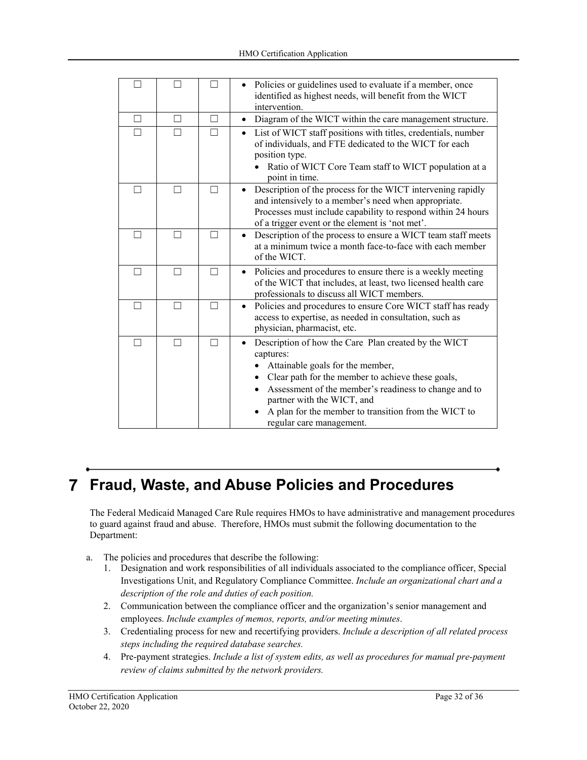| ☐ | ☐ | ☐ | • Policies or guidelines used to evaluate if a member, once identified as highest needs, will benefit from the WICT intervention. |
|---|---|---|---|
| ☐ | ☐ | ☐ | • Diagram of the WICT within the care management structure. |
| ☐ | ☐ | ☐ | • List of WICT staff positions with titles, credentials, number of individuals, and FTE dedicated to the WICT for each position type.<br>• Ratio of WICT Core Team staff to WICT population at a point in time. |
| ☐ | ☐ | ☐ | • Description of the process for the WICT intervening rapidly and intensively to a member's need when appropriate. Processes must include capability to respond within 24 hours of a trigger event or the element is 'not met'. |
| ☐ | ☐ | ☐ | • Description of the process to ensure a WICT team staff meets at a minimum twice a month face-to-face with each member of the WICT. |
| ☐ | ☐ | ☐ | • Policies and procedures to ensure there is a weekly meeting of the WICT that includes, at least, two licensed health care professionals to discuss all WICT members. |
| ☐ | ☐ | ☐ | • Policies and procedures to ensure Core WICT staff has ready access to expertise, as needed in consultation, such as physician, pharmacist, etc. |
| ☐ | ☐ | ☐ | • Description of how the Care Plan created by the WICT captures:<br>• Attainable goals for the member,<br>• Clear path for the member to achieve these goals,<br>• Assessment of the member's readiness to change and to partner with the WICT, and<br>• A plan for the member to transition from the WICT to regular care management. |

# 7 Fraud, Waste, and Abuse Policies and Procedures

The Federal Medicaid Managed Care Rule requires HMOs to have administrative and management procedures to guard against fraud and abuse. Therefore, HMOs must submit the following documentation to the Department:

a. The policies and procedures that describe the following:
   1. Designation and work responsibilities of all individuals associated to the compliance officer, Special Investigations Unit, and Regulatory Compliance Committee. *Include an organizational chart and a description of the role and duties of each position.*
   2. Communication between the compliance officer and the organization's senior management and employees. *Include examples of memos, reports, and/or meeting minutes*.
   3. Credentialing process for new and recertifying providers. *Include a description of all related process steps including the required database searches.*
   4. Pre-payment strategies. *Include a list of system edits, as well as procedures for manual pre-payment review of claims submitted by the network providers.*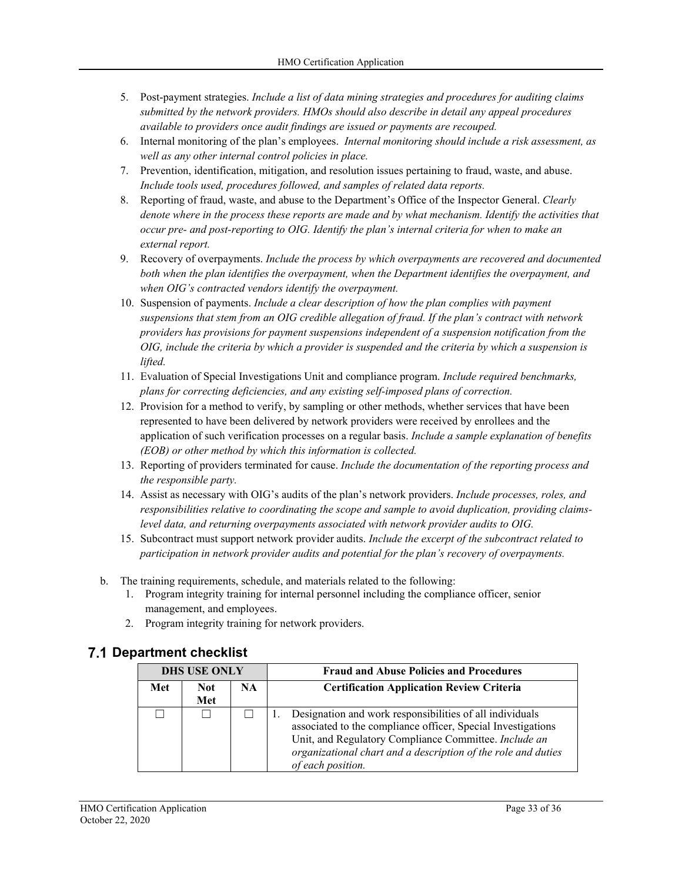5. Post-payment strategies. *Include a list of data mining strategies and procedures for auditing claims submitted by the network providers. HMOs should also describe in detail any appeal procedures available to providers once audit findings are issued or payments are recouped.*
6. Internal monitoring of the plan's employees. *Internal monitoring should include a risk assessment, as well as any other internal control policies in place.*
7. Prevention, identification, mitigation, and resolution issues pertaining to fraud, waste, and abuse. *Include tools used, procedures followed, and samples of related data reports.*
8. Reporting of fraud, waste, and abuse to the Department's Office of the Inspector General. *Clearly denote where in the process these reports are made and by what mechanism. Identify the activities that occur pre- and post-reporting to OIG. Identify the plan's internal criteria for when to make an external report.*
9. Recovery of overpayments. *Include the process by which overpayments are recovered and documented both when the plan identifies the overpayment, when the Department identifies the overpayment, and when OIG's contracted vendors identify the overpayment.*
10. Suspension of payments. *Include a clear description of how the plan complies with payment suspensions that stem from an OIG credible allegation of fraud. If the plan's contract with network providers has provisions for payment suspensions independent of a suspension notification from the OIG, include the criteria by which a provider is suspended and the criteria by which a suspension is lifted.*
11. Evaluation of Special Investigations Unit and compliance program. *Include required benchmarks, plans for correcting deficiencies, and any existing self-imposed plans of correction.*
12. Provision for a method to verify, by sampling or other methods, whether services that have been represented to have been delivered by network providers were received by enrollees and the application of such verification processes on a regular basis. *Include a sample explanation of benefits (EOB) or other method by which this information is collected.*
13. Reporting of providers terminated for cause. *Include the documentation of the reporting process and the responsible party.*
14. Assist as necessary with OIG's audits of the plan's network providers. *Include processes, roles, and responsibilities relative to coordinating the scope and sample to avoid duplication, providing claims-level data, and returning overpayments associated with network provider audits to OIG.*
15. Subcontract must support network provider audits. *Include the excerpt of the subcontract related to participation in network provider audits and potential for the plan's recovery of overpayments.*

b. The training requirements, schedule, and materials related to the following:
   1. Program integrity training for internal personnel including the compliance officer, senior management, and employees.
   2. Program integrity training for network providers.

## 7.1 Department checklist

| DHS USE ONLY | | | Fraud and Abuse Policies and Procedures |
|---|---|---|---|
| **Met** | **Not Met** | **NA** | **Certification Application Review Criteria** |
| ☐ | ☐ | ☐ | 1. Designation and work responsibilities of all individuals associated to the compliance officer, Special Investigations Unit, and Regulatory Compliance Committee. *Include an organizational chart and a description of the role and duties of each position.* |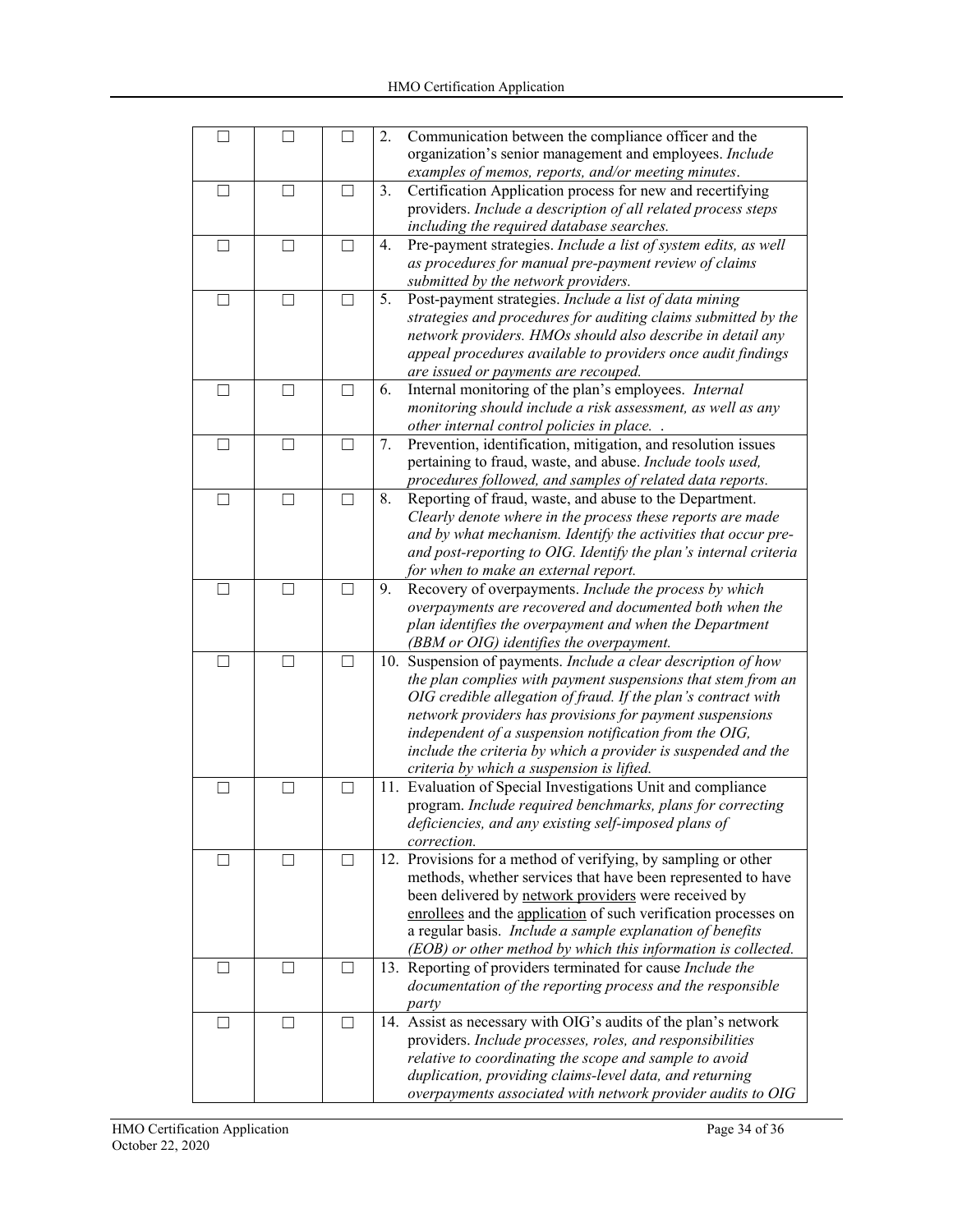| | | | |
|---|---|---|---|
| ☐ | ☐ | ☐ | 2. Communication between the compliance officer and the organization's senior management and employees. *Include examples of memos, reports, and/or meeting minutes*. |
| ☐ | ☐ | ☐ | 3. Certification Application process for new and recertifying providers. *Include a description of all related process steps including the required database searches.* |
| ☐ | ☐ | ☐ | 4. Pre-payment strategies. *Include a list of system edits, as well as procedures for manual pre-payment review of claims submitted by the network providers.* |
| ☐ | ☐ | ☐ | 5. Post-payment strategies. *Include a list of data mining strategies and procedures for auditing claims submitted by the network providers. HMOs should also describe in detail any appeal procedures available to providers once audit findings are issued or payments are recouped.* |
| ☐ | ☐ | ☐ | 6. Internal monitoring of the plan's employees. *Internal monitoring should include a risk assessment, as well as any other internal control policies in place. .* |
| ☐ | ☐ | ☐ | 7. Prevention, identification, mitigation, and resolution issues pertaining to fraud, waste, and abuse. *Include tools used, procedures followed, and samples of related data reports.* |
| ☐ | ☐ | ☐ | 8. Reporting of fraud, waste, and abuse to the Department. *Clearly denote where in the process these reports are made and by what mechanism. Identify the activities that occur pre- and post-reporting to OIG. Identify the plan's internal criteria for when to make an external report.* |
| ☐ | ☐ | ☐ | 9. Recovery of overpayments. *Include the process by which overpayments are recovered and documented both when the plan identifies the overpayment and when the Department (BBM or OIG) identifies the overpayment.* |
| ☐ | ☐ | ☐ | 10. Suspension of payments. *Include a clear description of how the plan complies with payment suspensions that stem from an OIG credible allegation of fraud. If the plan's contract with network providers has provisions for payment suspensions independent of a suspension notification from the OIG, include the criteria by which a provider is suspended and the criteria by which a suspension is lifted.* |
| ☐ | ☐ | ☐ | 11. Evaluation of Special Investigations Unit and compliance program. *Include required benchmarks, plans for correcting deficiencies, and any existing self-imposed plans of correction.* |
| ☐ | ☐ | ☐ | 12. Provisions for a method of verifying, by sampling or other methods, whether services that have been represented to have been delivered by network providers were received by enrollees and the application of such verification processes on a regular basis. *Include a sample explanation of benefits (EOB) or other method by which this information is collected.* |
| ☐ | ☐ | ☐ | 13. Reporting of providers terminated for cause *Include the documentation of the reporting process and the responsible party* |
| ☐ | ☐ | ☐ | 14. Assist as necessary with OIG's audits of the plan's network providers. *Include processes, roles, and responsibilities relative to coordinating the scope and sample to avoid duplication, providing claims-level data, and returning overpayments associated with network provider audits to OIG* |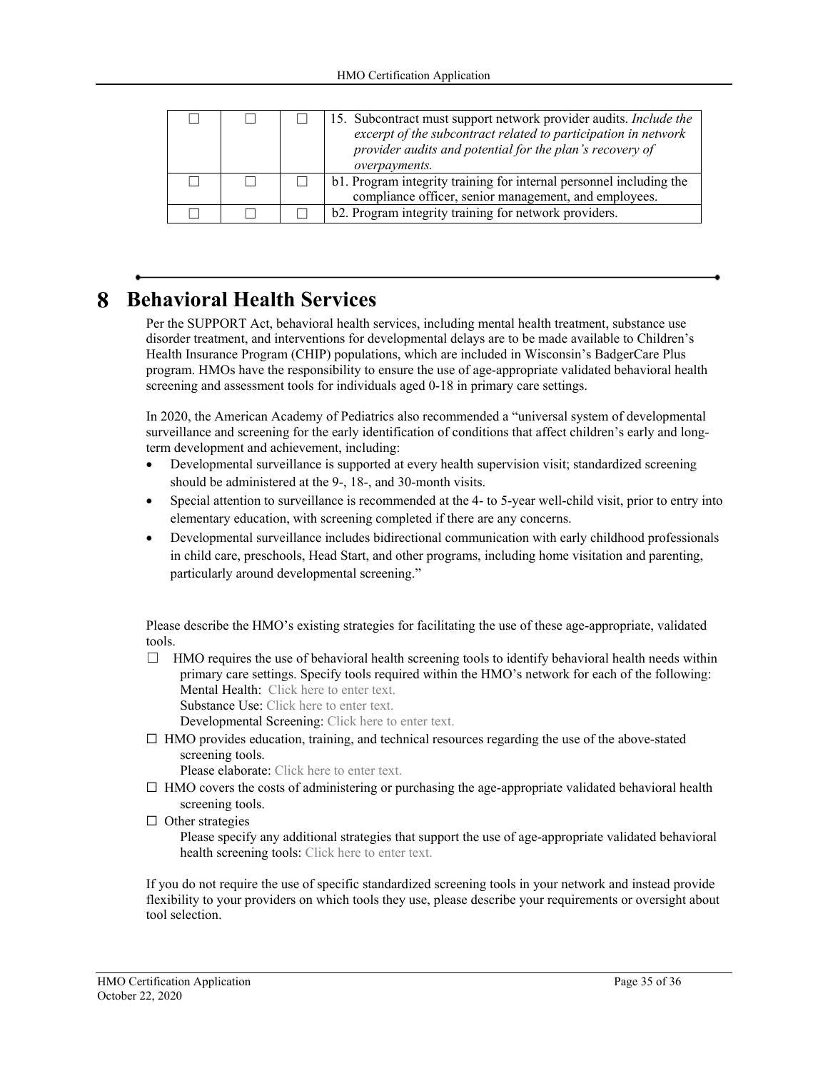| ☐ | ☐ | ☐ | 15. Subcontract must support network provider audits. *Include the excerpt of the subcontract related to participation in network provider audits and potential for the plan's recovery of overpayments.* |
|---|---|---|---|
| ☐ | ☐ | ☐ | b1. Program integrity training for internal personnel including the compliance officer, senior management, and employees. |
| ☐ | ☐ | ☐ | b2. Program integrity training for network providers. |

# 8 Behavioral Health Services

Per the SUPPORT Act, behavioral health services, including mental health treatment, substance use disorder treatment, and interventions for developmental delays are to be made available to Children's Health Insurance Program (CHIP) populations, which are included in Wisconsin's BadgerCare Plus program. HMOs have the responsibility to ensure the use of age-appropriate validated behavioral health screening and assessment tools for individuals aged 0-18 in primary care settings.

In 2020, the American Academy of Pediatrics also recommended a "universal system of developmental surveillance and screening for the early identification of conditions that affect children's early and long-term development and achievement, including:

- Developmental surveillance is supported at every health supervision visit; standardized screening should be administered at the 9-, 18-, and 30-month visits.
- Special attention to surveillance is recommended at the 4- to 5-year well-child visit, prior to entry into elementary education, with screening completed if there are any concerns.
- Developmental surveillance includes bidirectional communication with early childhood professionals in child care, preschools, Head Start, and other programs, including home visitation and parenting, particularly around developmental screening."

Please describe the HMO's existing strategies for facilitating the use of these age-appropriate, validated tools.

☐ HMO requires the use of behavioral health screening tools to identify behavioral health needs within primary care settings. Specify tools required within the HMO's network for each of the following:
Mental Health: Click here to enter text.
Substance Use: Click here to enter text.
Developmental Screening: Click here to enter text.

☐ HMO provides education, training, and technical resources regarding the use of the above-stated screening tools.
Please elaborate: Click here to enter text.

☐ HMO covers the costs of administering or purchasing the age-appropriate validated behavioral health screening tools.

☐ Other strategies
Please specify any additional strategies that support the use of age-appropriate validated behavioral health screening tools: Click here to enter text.

If you do not require the use of specific standardized screening tools in your network and instead provide flexibility to your providers on which tools they use, please describe your requirements or oversight about tool selection.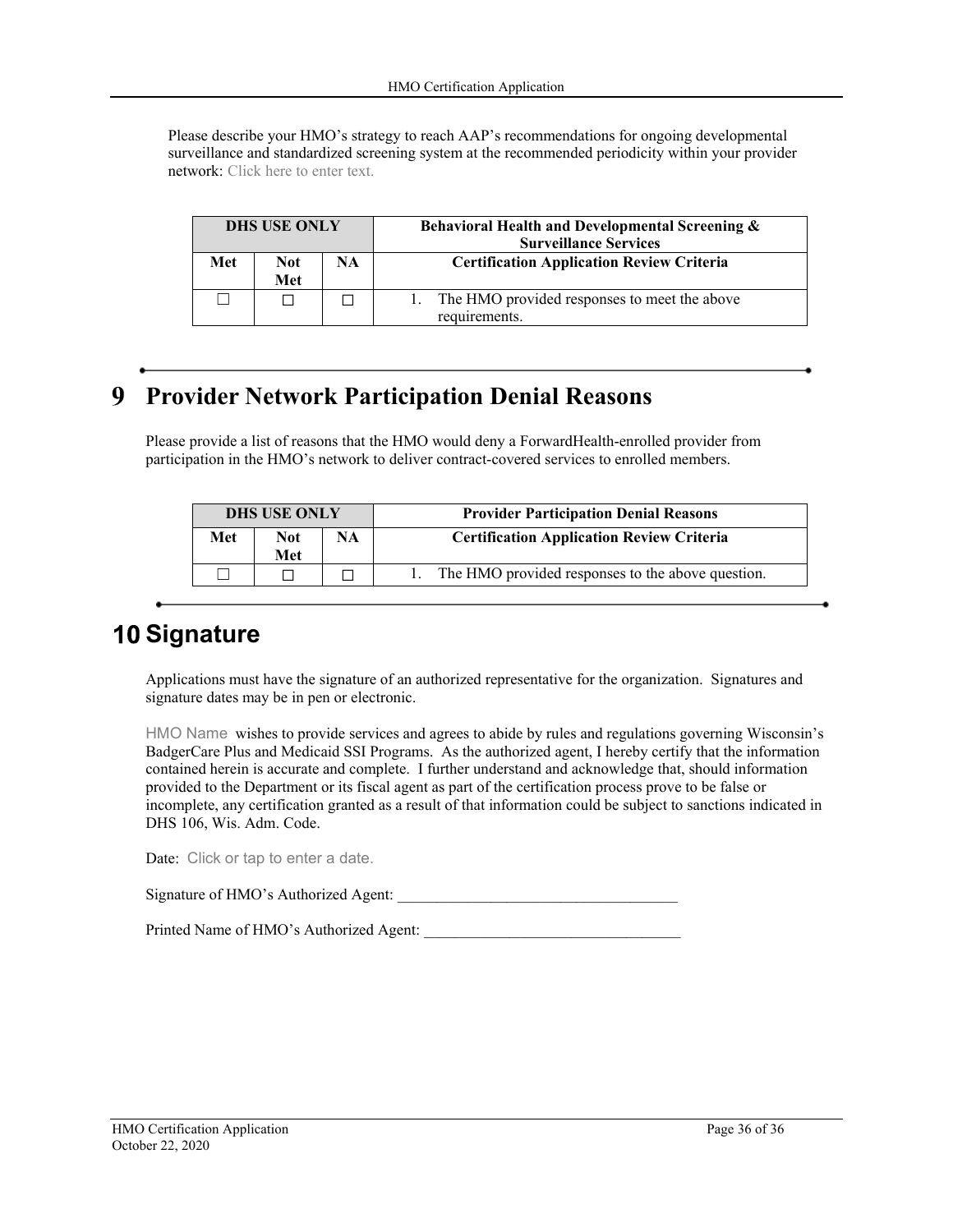Please describe your HMO's strategy to reach AAP's recommendations for ongoing developmental surveillance and standardized screening system at the recommended periodicity within your provider network: Click here to enter text.

| DHS USE ONLY | | | Behavioral Health and Developmental Screening & Surveillance Services |
|---|---|---|---|
| Met | Not Met | NA | Certification Application Review Criteria |
| ☐ | ☐ | ☐ | 1. The HMO provided responses to meet the above requirements. |

# 9 Provider Network Participation Denial Reasons

Please provide a list of reasons that the HMO would deny a ForwardHealth-enrolled provider from participation in the HMO's network to deliver contract-covered services to enrolled members.

| DHS USE ONLY | | | Provider Participation Denial Reasons |
|---|---|---|---|
| Met | Not Met | NA | Certification Application Review Criteria |
| ☐ | ☐ | ☐ | 1. The HMO provided responses to the above question. |

# 10 Signature

Applications must have the signature of an authorized representative for the organization. Signatures and signature dates may be in pen or electronic.

HMO Name wishes to provide services and agrees to abide by rules and regulations governing Wisconsin's BadgerCare Plus and Medicaid SSI Programs. As the authorized agent, I hereby certify that the information contained herein is accurate and complete. I further understand and acknowledge that, should information provided to the Department or its fiscal agent as part of the certification process prove to be false or incomplete, any certification granted as a result of that information could be subject to sanctions indicated in DHS 106, Wis. Adm. Code.

Date: Click or tap to enter a date.

Signature of HMO's Authorized Agent: ___________________________________

Printed Name of HMO's Authorized Agent: ________________________________